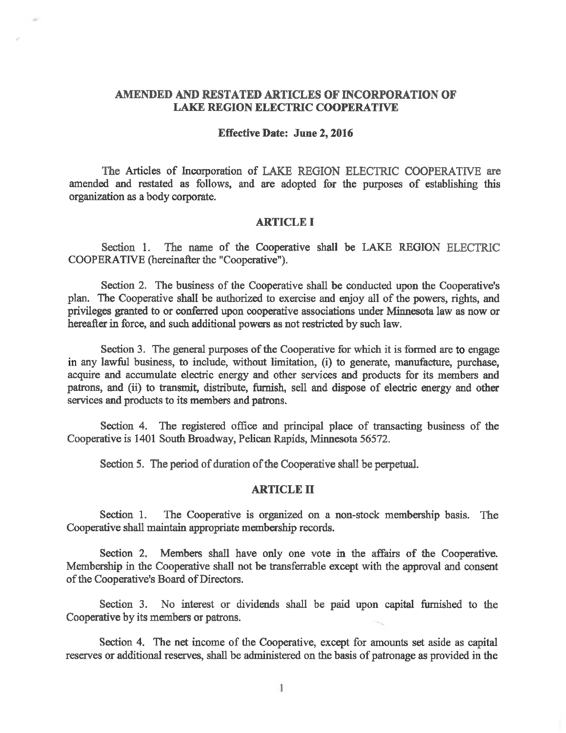# AMENDED AND RESTATED ARTICLES OF INCORPORATION OF LAKE REGION ELECTRIC COOPERATIVE

**Effective Date: June 2, 2016**

The Articles of Incorporation of LAKE REGION ELECTRIC COOPERATIVE are amended and restated as follows, and are adopted for the purposes of establishing this organization as a body corporate.

## ARTICLE I

Section 1. The name of the Cooperative shall be LAKE REGION ELECTRIC COOPERATIVE (hereinafter the "Cooperative").

Section 2. The business of the Cooperative shall be conducted upon the Cooperative's plan. The Cooperative shall be authorized to exercise and enjoy all of the powers, rights, and privileges granted to or conferred upon cooperative associations under Minnesota law as now or hereafter in force, and such additional powers as not restricted by such law.

Section 3. The general purposes of the Cooperative for which it is formed are to engage in any lawful business, to include, without limitation, (i) to generate, manufacture, purchase, acquire and accumulate electric energy and other services and products for its members and patrons, and (ii) to transmit, distribute, furnish, sell and dispose of electric energy and other services and products to its members and patrons.

Section 4. The registered office and principal place of transacting business of the Cooperative is 1401 South Broadway, Pelican Rapids, Minnesota 56572.

Section 5. The period of duration of the Cooperative shall be perpetual.

## ARTICLE II

Section 1. The Cooperative is organized on a non-stock membership basis. The Cooperative shall maintain appropriate membership records.

Section 2. Members shall have only one vote in the affairs of the Cooperative. Membership in the Cooperative shall not be transferrable except with the approval and consent of the Cooperative's Board of Directors.

Section 3. No interest or dividends shall be paid upon capital furnished to the Cooperative by its members or patrons.

Section 4. The net income of the Cooperative, except for amounts set aside as capital reserves or additional reserves, shall be administered on the basis of patronage as provided in the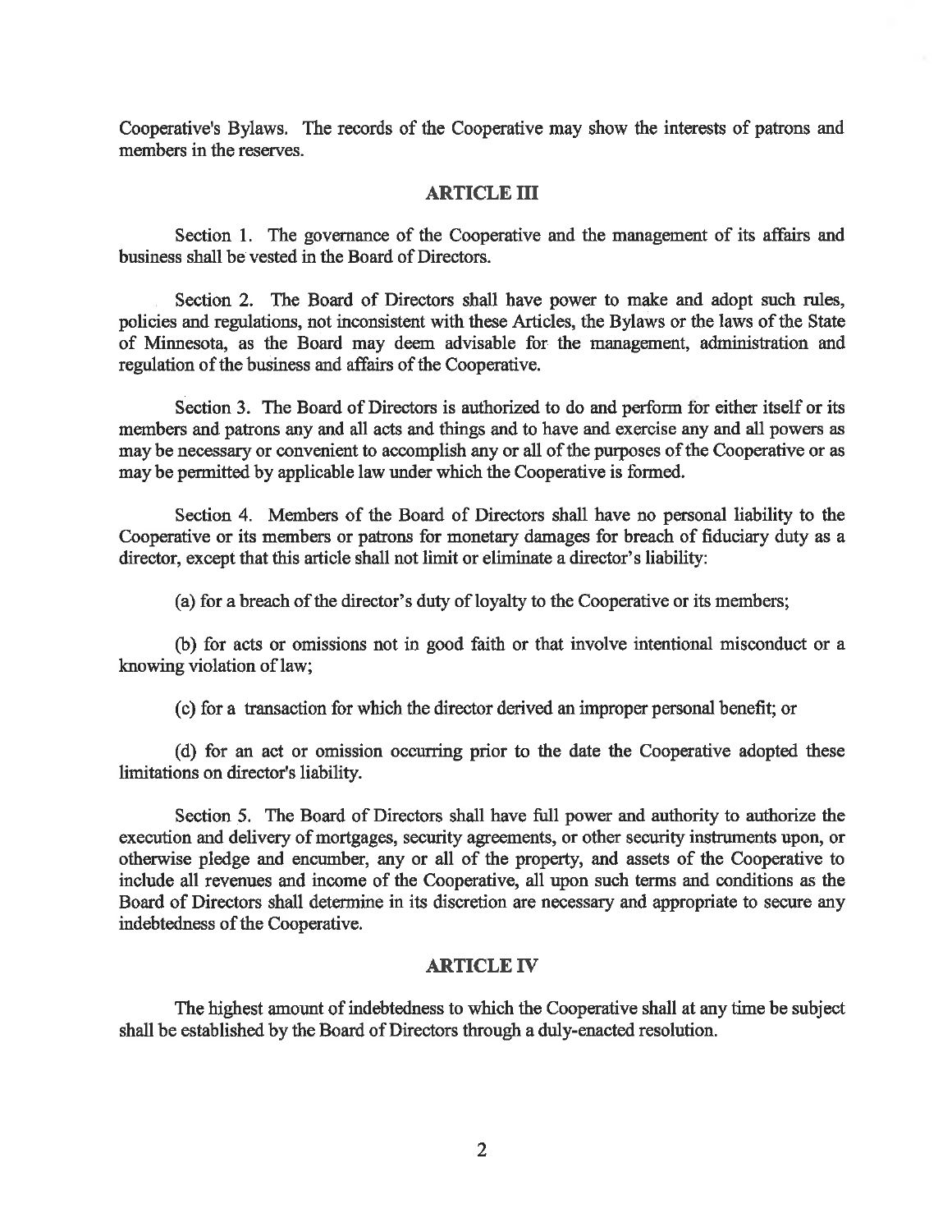Cooperative's Bylaws. The records of the Cooperative may show the interests of patrons and members in the reserves.

## ARTICLE III

Section 1. The governance of the Cooperative and the management of its affairs and business shall be vested in the Board of Directors.

Section 2. The Board of Directors shall have power to make and adopt such rules, policies and regulations, not inconsistent with these Articles, the Bylaws or the laws of the State of Minnesota, as the Board may deem advisable for the management, administration and regulation of the business and affairs of the Cooperative.

Section 3. The Board of Directors is authorized to do and perform for either itself or its members and patrons any and all acts and things and to have and exercise any and all powers as may be necessary or convenient to accomplish any or all of the purposes of the Cooperative or as may be permitted by applicable law under which the Cooperative is formed.

Section 4. Members of the Board of Directors shall have no personal liability to the Cooperative or its members or patrons for monetary damages for breach of fiduciary duty as a director, except that this article shall not limit or eliminate a director's liability:

(a) for a breach of the director's duty of loyalty to the Cooperative or its members;

(b) for acts or omissions not in good faith or that involve intentional misconduct or a knowing violation of law;

(c) for a transaction for which the director derived an improper personal benefit; or

(d) for an act or omission occurring prior to the date the Cooperative adopted these limitations on director's liability.

Section 5. The Board of Directors shall have full power and authority to authorize the execution and delivery of mortgages, security agreements, or other security instruments upon, or otherwise pledge and encumber, any or all of the property, and assets of the Cooperative to include all revenues and income of the Cooperative, all upon such terms and conditions as the Board of Directors shall determine in its discretion are necessary and appropriate to secure any indebtedness of the Cooperative.

## ARTICLE IV

The highest amount of indebtedness to which the Cooperative shall at any time be subject shall be established by the Board of Directors through a duly-enacted resolution.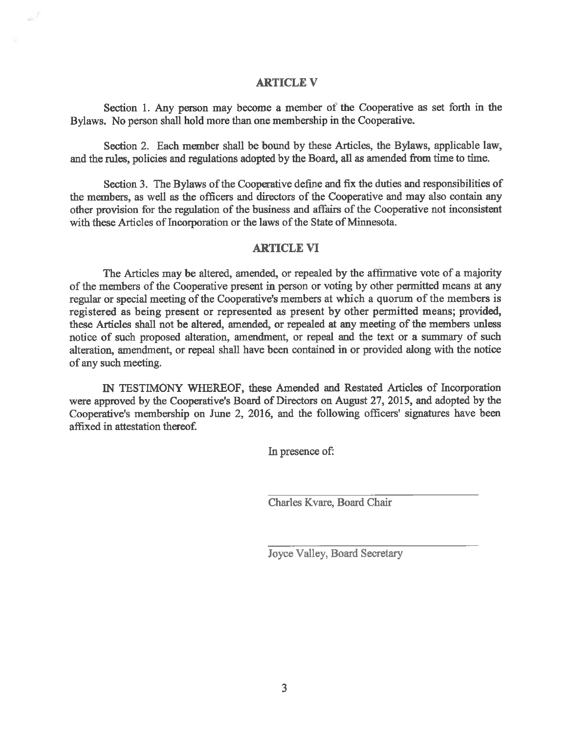## ARTICLE V

Section 1. Any person may become a member of the Cooperative as set forth in the Bylaws. No person shall hold more than one membership in the Cooperative.

Section 2. Each member shall be bound by these Articles, the Bylaws, applicable law, and the rules, policies and regulations adopted by the Board, all as amended from time to time.

Section 3. The Bylaws of the Cooperative define and fix the duties and responsibilities of the members, as well as the officers and directors of the Cooperative and may also contain any other provision for the regulation of the business and affairs of the Cooperative not inconsistent with these Articles of Incorporation or the laws of the State of Minnesota.

## ARTICLE VI

The Articles may be altered, amended, or repealed by the affirmative vote of a majority of the members of the Cooperative present in person or voting by other permitted means at any regular or special meeting of the Cooperative's members at which a quorum of the members is registered as being present or represented as present by other permitted means; provided, these Articles shall not be altered, amended, or repealed at any meeting of the members unless notice of such proposed alteration, amendment, or repeal and the text or a summary of such alteration, amendment, or repeal shall have been contained in or provided along with the notice of any such meeting.

IN TESTIMONY WHEREOF, these Amended and Restated Articles of Incorporation were approved by the Cooperative's Board of Directors on August 27, 2015, and adopted by the Cooperative's membership on June 2, 2016, and the following officers' signatures have been affixed in attestation thereof.

In presence of:

\_\_\_\_\_\_\_\_\_\_\_\_\_\_\_\_\_\_\_\_\_\_\_\_\_\_\_\_\_\_\_\_
Charles Kvare, Board Chair

\_\_\_\_\_\_\_\_\_\_\_\_\_\_\_\_\_\_\_\_\_\_\_\_\_\_\_\_\_\_\_\_
Joyce Valley, Board Secretary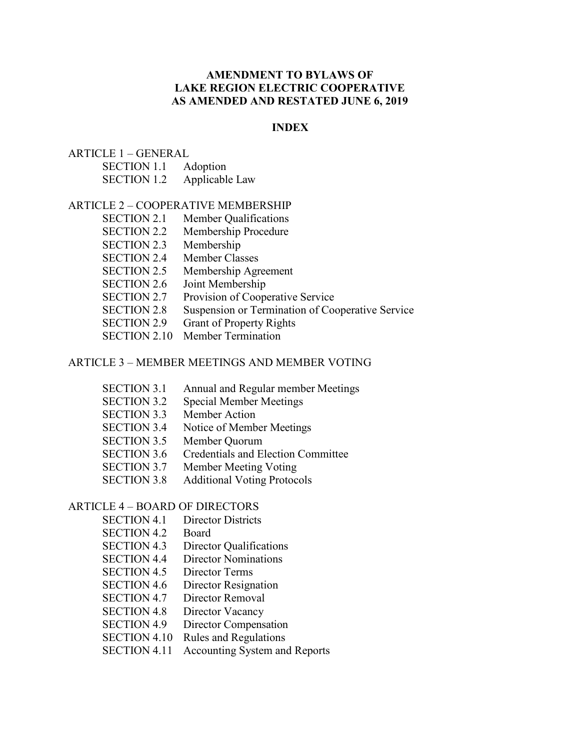**AMENDMENT TO BYLAWS OF**
**LAKE REGION ELECTRIC COOPERATIVE**
**AS AMENDED AND RESTATED JUNE 6, 2019**

**INDEX**

ARTICLE 1 – GENERAL

- SECTION 1.1 Adoption
- SECTION 1.2 Applicable Law

ARTICLE 2 – COOPERATIVE MEMBERSHIP

- SECTION 2.1 Member Qualifications
- SECTION 2.2 Membership Procedure
- SECTION 2.3 Membership
- SECTION 2.4 Member Classes
- SECTION 2.5 Membership Agreement
- SECTION 2.6 Joint Membership
- SECTION 2.7 Provision of Cooperative Service
- SECTION 2.8 Suspension or Termination of Cooperative Service
- SECTION 2.9 Grant of Property Rights
- SECTION 2.10 Member Termination

ARTICLE 3 – MEMBER MEETINGS AND MEMBER VOTING

- SECTION 3.1 Annual and Regular member Meetings
- SECTION 3.2 Special Member Meetings
- SECTION 3.3 Member Action
- SECTION 3.4 Notice of Member Meetings
- SECTION 3.5 Member Quorum
- SECTION 3.6 Credentials and Election Committee
- SECTION 3.7 Member Meeting Voting
- SECTION 3.8 Additional Voting Protocols

ARTICLE 4 – BOARD OF DIRECTORS

- SECTION 4.1 Director Districts
- SECTION 4.2 Board
- SECTION 4.3 Director Qualifications
- SECTION 4.4 Director Nominations
- SECTION 4.5 Director Terms
- SECTION 4.6 Director Resignation
- SECTION 4.7 Director Removal
- SECTION 4.8 Director Vacancy
- SECTION 4.9 Director Compensation
- SECTION 4.10 Rules and Regulations
- SECTION 4.11 Accounting System and Reports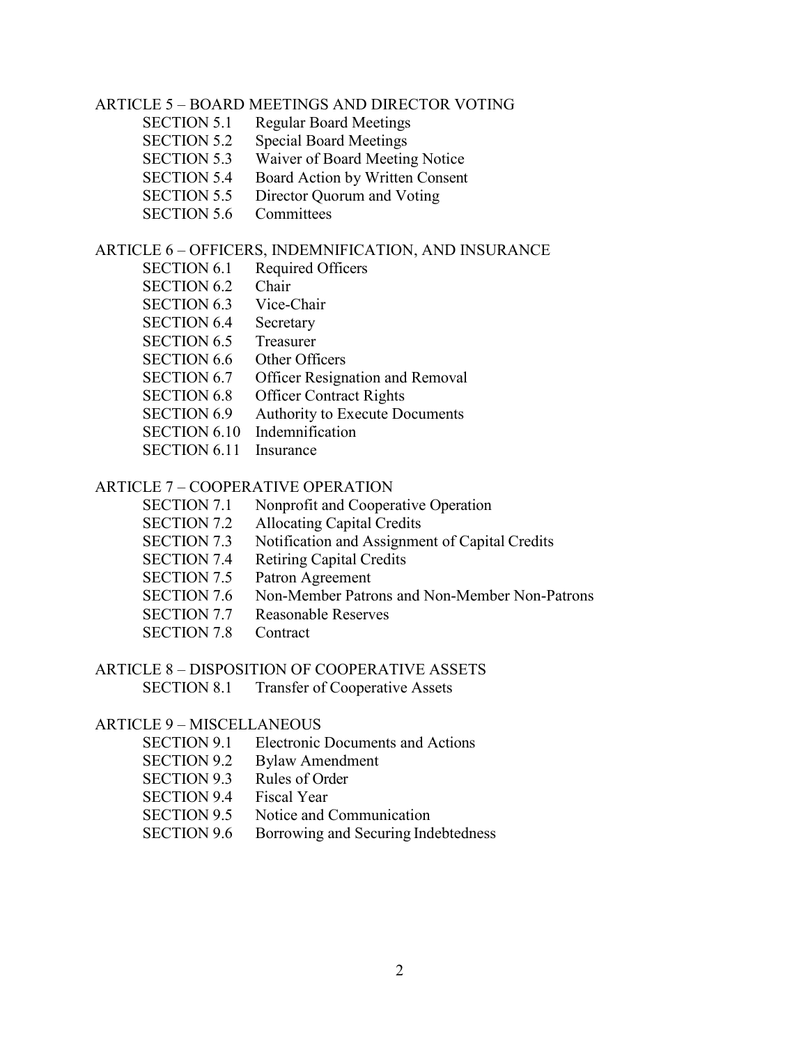ARTICLE 5 – BOARD MEETINGS AND DIRECTOR VOTING

- SECTION 5.1 Regular Board Meetings
- SECTION 5.2 Special Board Meetings
- SECTION 5.3 Waiver of Board Meeting Notice
- SECTION 5.4 Board Action by Written Consent
- SECTION 5.5 Director Quorum and Voting
- SECTION 5.6 Committees

ARTICLE 6 – OFFICERS, INDEMNIFICATION, AND INSURANCE

- SECTION 6.1 Required Officers
- SECTION 6.2 Chair
- SECTION 6.3 Vice-Chair
- SECTION 6.4 Secretary
- SECTION 6.5 Treasurer
- SECTION 6.6 Other Officers
- SECTION 6.7 Officer Resignation and Removal
- SECTION 6.8 Officer Contract Rights
- SECTION 6.9 Authority to Execute Documents
- SECTION 6.10 Indemnification
- SECTION 6.11 Insurance

ARTICLE 7 – COOPERATIVE OPERATION

- SECTION 7.1 Nonprofit and Cooperative Operation
- SECTION 7.2 Allocating Capital Credits
- SECTION 7.3 Notification and Assignment of Capital Credits
- SECTION 7.4 Retiring Capital Credits
- SECTION 7.5 Patron Agreement
- SECTION 7.6 Non-Member Patrons and Non-Member Non-Patrons
- SECTION 7.7 Reasonable Reserves
- SECTION 7.8 Contract

ARTICLE 8 – DISPOSITION OF COOPERATIVE ASSETS

- SECTION 8.1 Transfer of Cooperative Assets

ARTICLE 9 – MISCELLANEOUS

- SECTION 9.1 Electronic Documents and Actions
- SECTION 9.2 Bylaw Amendment
- SECTION 9.3 Rules of Order
- SECTION 9.4 Fiscal Year
- SECTION 9.5 Notice and Communication
- SECTION 9.6 Borrowing and Securing Indebtedness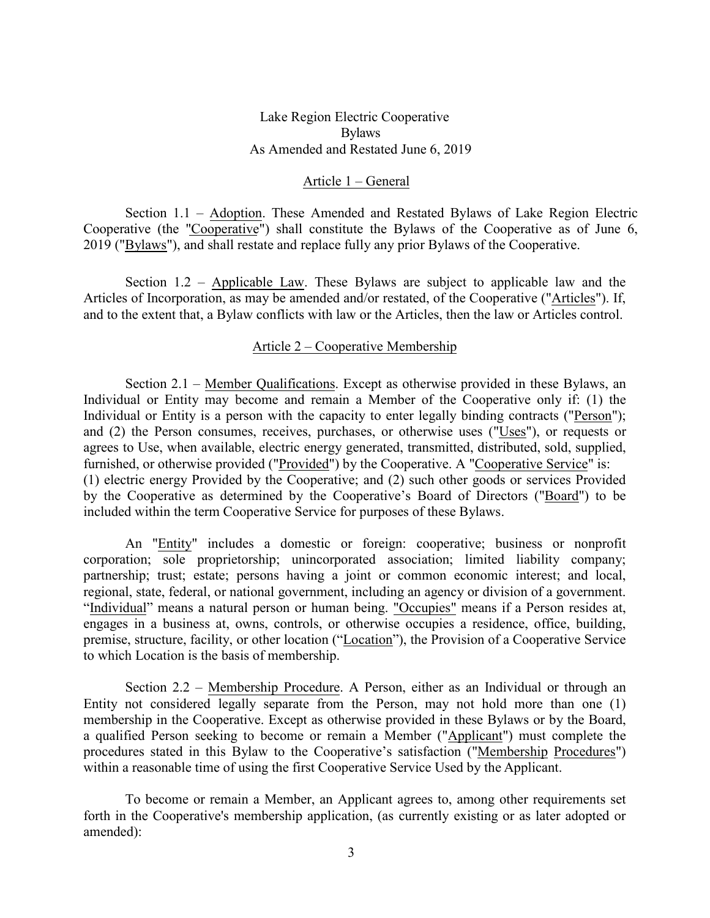Lake Region Electric Cooperative
Bylaws
As Amended and Restated June 6, 2019

## Article 1 – General

Section 1.1 – Adoption. These Amended and Restated Bylaws of Lake Region Electric Cooperative (the "Cooperative") shall constitute the Bylaws of the Cooperative as of June 6, 2019 ("Bylaws"), and shall restate and replace fully any prior Bylaws of the Cooperative.

Section 1.2 – Applicable Law. These Bylaws are subject to applicable law and the Articles of Incorporation, as may be amended and/or restated, of the Cooperative ("Articles"). If, and to the extent that, a Bylaw conflicts with law or the Articles, then the law or Articles control.

## Article 2 – Cooperative Membership

Section 2.1 – Member Qualifications. Except as otherwise provided in these Bylaws, an Individual or Entity may become and remain a Member of the Cooperative only if: (1) the Individual or Entity is a person with the capacity to enter legally binding contracts ("Person"); and (2) the Person consumes, receives, purchases, or otherwise uses ("Uses"), or requests or agrees to Use, when available, electric energy generated, transmitted, distributed, sold, supplied, furnished, or otherwise provided ("Provided") by the Cooperative. A "Cooperative Service" is: (1) electric energy Provided by the Cooperative; and (2) such other goods or services Provided by the Cooperative as determined by the Cooperative's Board of Directors ("Board") to be included within the term Cooperative Service for purposes of these Bylaws.

An "Entity" includes a domestic or foreign: cooperative; business or nonprofit corporation; sole proprietorship; unincorporated association; limited liability company; partnership; trust; estate; persons having a joint or common economic interest; and local, regional, state, federal, or national government, including an agency or division of a government. "Individual" means a natural person or human being. "Occupies" means if a Person resides at, engages in a business at, owns, controls, or otherwise occupies a residence, office, building, premise, structure, facility, or other location ("Location"), the Provision of a Cooperative Service to which Location is the basis of membership.

Section 2.2 – Membership Procedure. A Person, either as an Individual or through an Entity not considered legally separate from the Person, may not hold more than one (1) membership in the Cooperative. Except as otherwise provided in these Bylaws or by the Board, a qualified Person seeking to become or remain a Member ("Applicant") must complete the procedures stated in this Bylaw to the Cooperative's satisfaction ("Membership Procedures") within a reasonable time of using the first Cooperative Service Used by the Applicant.

To become or remain a Member, an Applicant agrees to, among other requirements set forth in the Cooperative's membership application, (as currently existing or as later adopted or amended):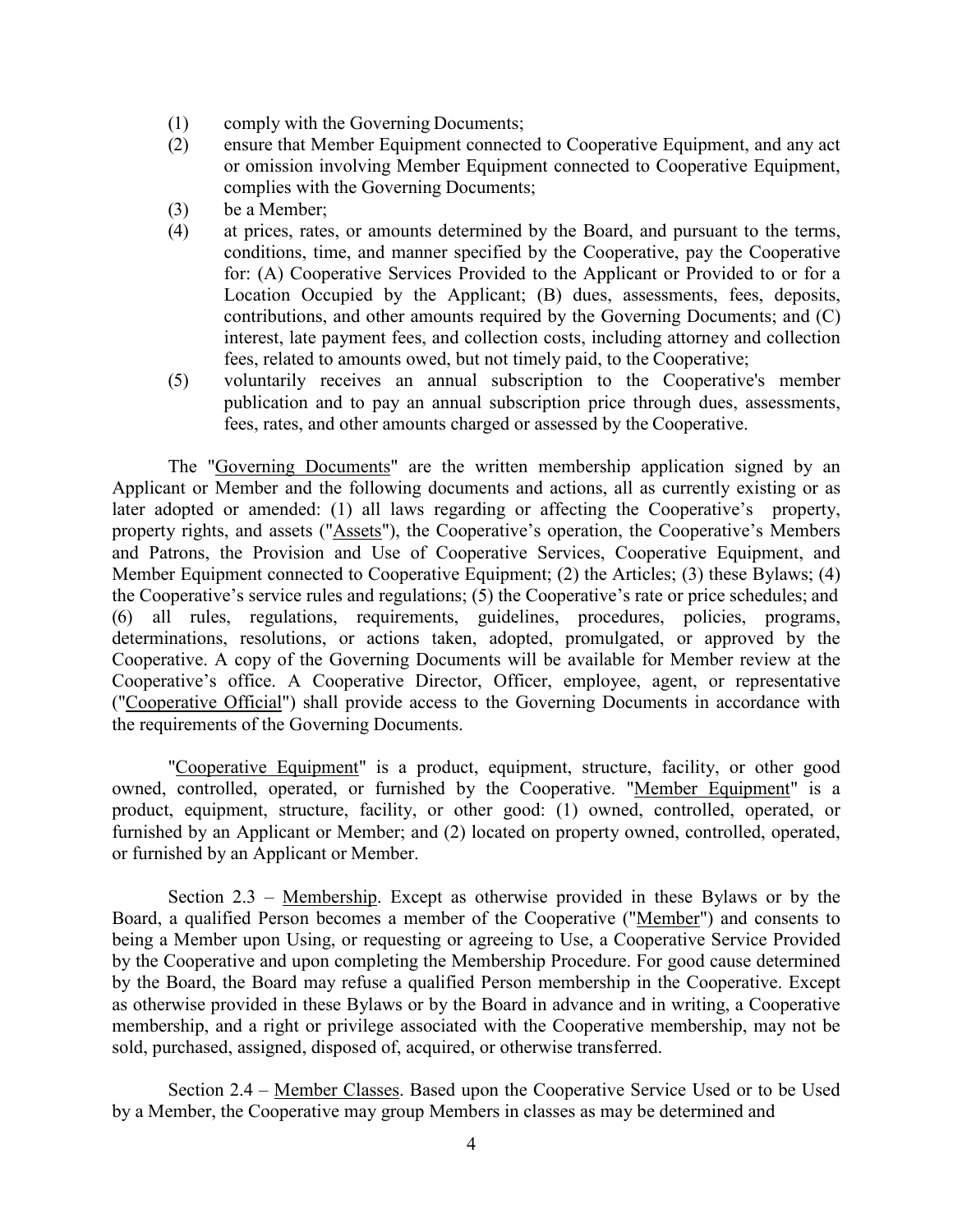(1) comply with the Governing Documents;
(2) ensure that Member Equipment connected to Cooperative Equipment, and any act or omission involving Member Equipment connected to Cooperative Equipment, complies with the Governing Documents;
(3) be a Member;
(4) at prices, rates, or amounts determined by the Board, and pursuant to the terms, conditions, time, and manner specified by the Cooperative, pay the Cooperative for: (A) Cooperative Services Provided to the Applicant or Provided to or for a Location Occupied by the Applicant; (B) dues, assessments, fees, deposits, contributions, and other amounts required by the Governing Documents; and (C) interest, late payment fees, and collection costs, including attorney and collection fees, related to amounts owed, but not timely paid, to the Cooperative;
(5) voluntarily receives an annual subscription to the Cooperative's member publication and to pay an annual subscription price through dues, assessments, fees, rates, and other amounts charged or assessed by the Cooperative.

The "Governing Documents" are the written membership application signed by an Applicant or Member and the following documents and actions, all as currently existing or as later adopted or amended: (1) all laws regarding or affecting the Cooperative's property, property rights, and assets ("Assets"), the Cooperative's operation, the Cooperative's Members and Patrons, the Provision and Use of Cooperative Services, Cooperative Equipment, and Member Equipment connected to Cooperative Equipment; (2) the Articles; (3) these Bylaws; (4) the Cooperative's service rules and regulations; (5) the Cooperative's rate or price schedules; and (6) all rules, regulations, requirements, guidelines, procedures, policies, programs, determinations, resolutions, or actions taken, adopted, promulgated, or approved by the Cooperative. A copy of the Governing Documents will be available for Member review at the Cooperative's office. A Cooperative Director, Officer, employee, agent, or representative ("Cooperative Official") shall provide access to the Governing Documents in accordance with the requirements of the Governing Documents.

"Cooperative Equipment" is a product, equipment, structure, facility, or other good owned, controlled, operated, or furnished by the Cooperative. "Member Equipment" is a product, equipment, structure, facility, or other good: (1) owned, controlled, operated, or furnished by an Applicant or Member; and (2) located on property owned, controlled, operated, or furnished by an Applicant or Member.

Section 2.3 – Membership. Except as otherwise provided in these Bylaws or by the Board, a qualified Person becomes a member of the Cooperative ("Member") and consents to being a Member upon Using, or requesting or agreeing to Use, a Cooperative Service Provided by the Cooperative and upon completing the Membership Procedure. For good cause determined by the Board, the Board may refuse a qualified Person membership in the Cooperative. Except as otherwise provided in these Bylaws or by the Board in advance and in writing, a Cooperative membership, and a right or privilege associated with the Cooperative membership, may not be sold, purchased, assigned, disposed of, acquired, or otherwise transferred.

Section 2.4 – Member Classes. Based upon the Cooperative Service Used or to be Used by a Member, the Cooperative may group Members in classes as may be determined and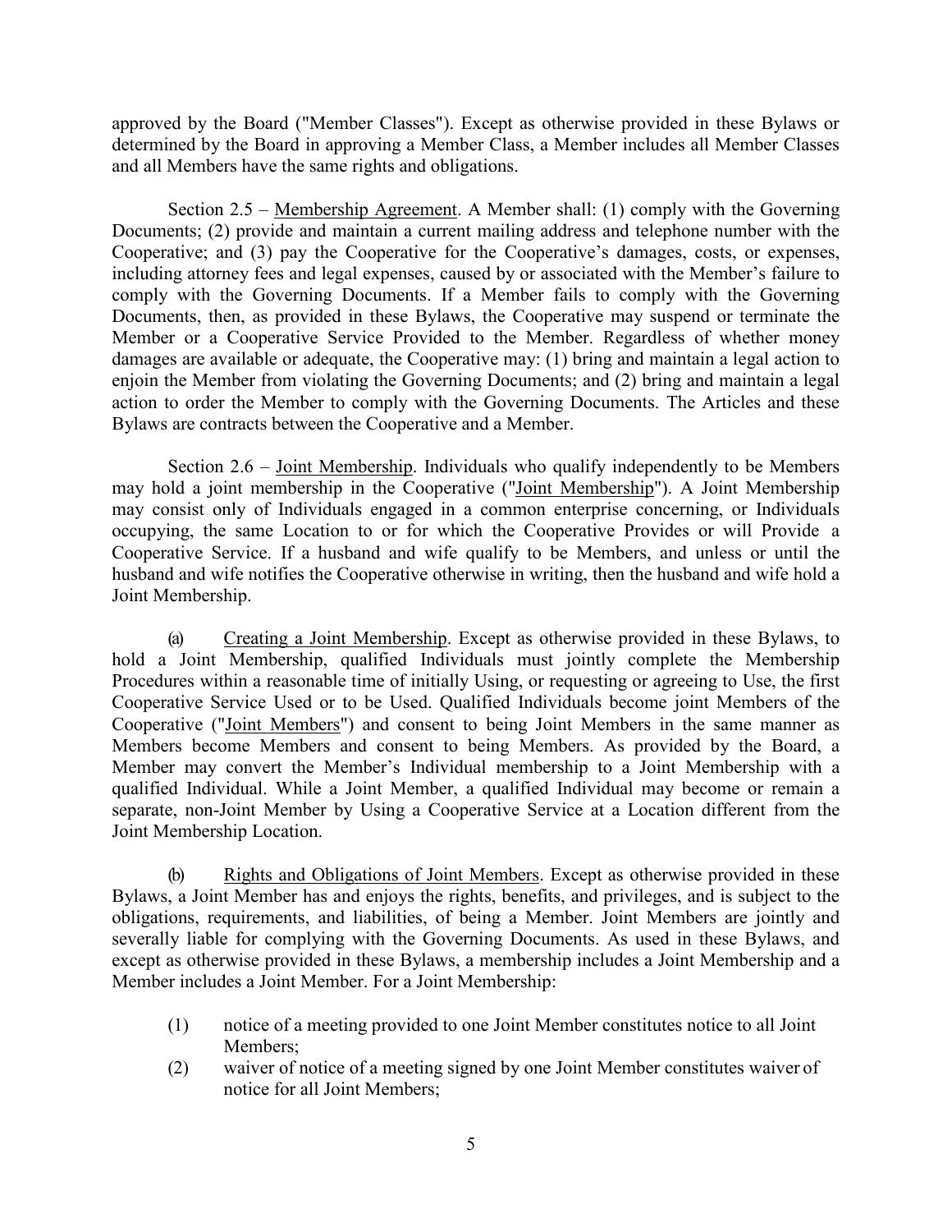approved by the Board ("Member Classes"). Except as otherwise provided in these Bylaws or determined by the Board in approving a Member Class, a Member includes all Member Classes and all Members have the same rights and obligations.

Section 2.5 – Membership Agreement. A Member shall: (1) comply with the Governing Documents; (2) provide and maintain a current mailing address and telephone number with the Cooperative; and (3) pay the Cooperative for the Cooperative's damages, costs, or expenses, including attorney fees and legal expenses, caused by or associated with the Member's failure to comply with the Governing Documents. If a Member fails to comply with the Governing Documents, then, as provided in these Bylaws, the Cooperative may suspend or terminate the Member or a Cooperative Service Provided to the Member. Regardless of whether money damages are available or adequate, the Cooperative may: (1) bring and maintain a legal action to enjoin the Member from violating the Governing Documents; and (2) bring and maintain a legal action to order the Member to comply with the Governing Documents. The Articles and these Bylaws are contracts between the Cooperative and a Member.

Section 2.6 – Joint Membership. Individuals who qualify independently to be Members may hold a joint membership in the Cooperative ("Joint Membership"). A Joint Membership may consist only of Individuals engaged in a common enterprise concerning, or Individuals occupying, the same Location to or for which the Cooperative Provides or will Provide a Cooperative Service. If a husband and wife qualify to be Members, and unless or until the husband and wife notifies the Cooperative otherwise in writing, then the husband and wife hold a Joint Membership.

(a) Creating a Joint Membership. Except as otherwise provided in these Bylaws, to hold a Joint Membership, qualified Individuals must jointly complete the Membership Procedures within a reasonable time of initially Using, or requesting or agreeing to Use, the first Cooperative Service Used or to be Used. Qualified Individuals become joint Members of the Cooperative ("Joint Members") and consent to being Joint Members in the same manner as Members become Members and consent to being Members. As provided by the Board, a Member may convert the Member's Individual membership to a Joint Membership with a qualified Individual. While a Joint Member, a qualified Individual may become or remain a separate, non-Joint Member by Using a Cooperative Service at a Location different from the Joint Membership Location.

(b) Rights and Obligations of Joint Members. Except as otherwise provided in these Bylaws, a Joint Member has and enjoys the rights, benefits, and privileges, and is subject to the obligations, requirements, and liabilities, of being a Member. Joint Members are jointly and severally liable for complying with the Governing Documents. As used in these Bylaws, and except as otherwise provided in these Bylaws, a membership includes a Joint Membership and a Member includes a Joint Member. For a Joint Membership:

(1) notice of a meeting provided to one Joint Member constitutes notice to all Joint Members;
(2) waiver of notice of a meeting signed by one Joint Member constitutes waiver of notice for all Joint Members;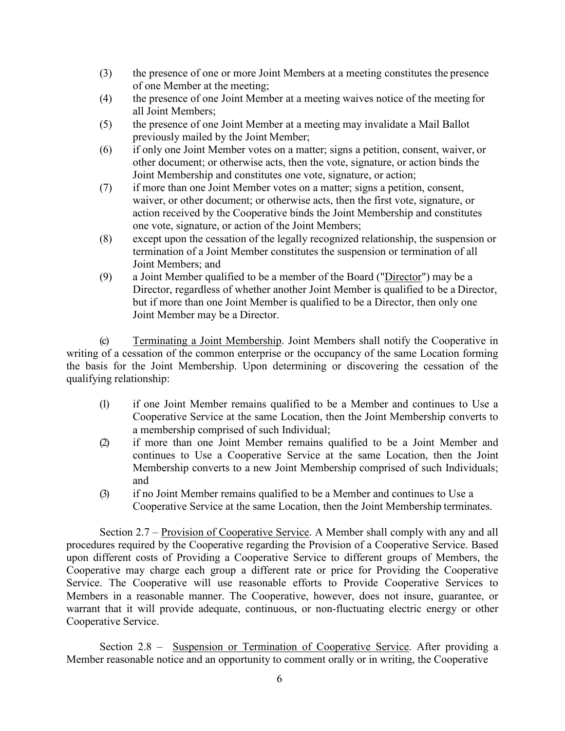(3) the presence of one or more Joint Members at a meeting constitutes the presence of one Member at the meeting;

(4) the presence of one Joint Member at a meeting waives notice of the meeting for all Joint Members;

(5) the presence of one Joint Member at a meeting may invalidate a Mail Ballot previously mailed by the Joint Member;

(6) if only one Joint Member votes on a matter; signs a petition, consent, waiver, or other document; or otherwise acts, then the vote, signature, or action binds the Joint Membership and constitutes one vote, signature, or action;

(7) if more than one Joint Member votes on a matter; signs a petition, consent, waiver, or other document; or otherwise acts, then the first vote, signature, or action received by the Cooperative binds the Joint Membership and constitutes one vote, signature, or action of the Joint Members;

(8) except upon the cessation of the legally recognized relationship, the suspension or termination of a Joint Member constitutes the suspension or termination of all Joint Members; and

(9) a Joint Member qualified to be a member of the Board ("Director") may be a Director, regardless of whether another Joint Member is qualified to be a Director, but if more than one Joint Member is qualified to be a Director, then only one Joint Member may be a Director.

(c) Terminating a Joint Membership. Joint Members shall notify the Cooperative in writing of a cessation of the common enterprise or the occupancy of the same Location forming the basis for the Joint Membership. Upon determining or discovering the cessation of the qualifying relationship:

(1) if one Joint Member remains qualified to be a Member and continues to Use a Cooperative Service at the same Location, then the Joint Membership converts to a membership comprised of such Individual;

(2) if more than one Joint Member remains qualified to be a Joint Member and continues to Use a Cooperative Service at the same Location, then the Joint Membership converts to a new Joint Membership comprised of such Individuals; and

(3) if no Joint Member remains qualified to be a Member and continues to Use a Cooperative Service at the same Location, then the Joint Membership terminates.

Section 2.7 – Provision of Cooperative Service. A Member shall comply with any and all procedures required by the Cooperative regarding the Provision of a Cooperative Service. Based upon different costs of Providing a Cooperative Service to different groups of Members, the Cooperative may charge each group a different rate or price for Providing the Cooperative Service. The Cooperative will use reasonable efforts to Provide Cooperative Services to Members in a reasonable manner. The Cooperative, however, does not insure, guarantee, or warrant that it will provide adequate, continuous, or non-fluctuating electric energy or other Cooperative Service.

Section 2.8 – Suspension or Termination of Cooperative Service. After providing a Member reasonable notice and an opportunity to comment orally or in writing, the Cooperative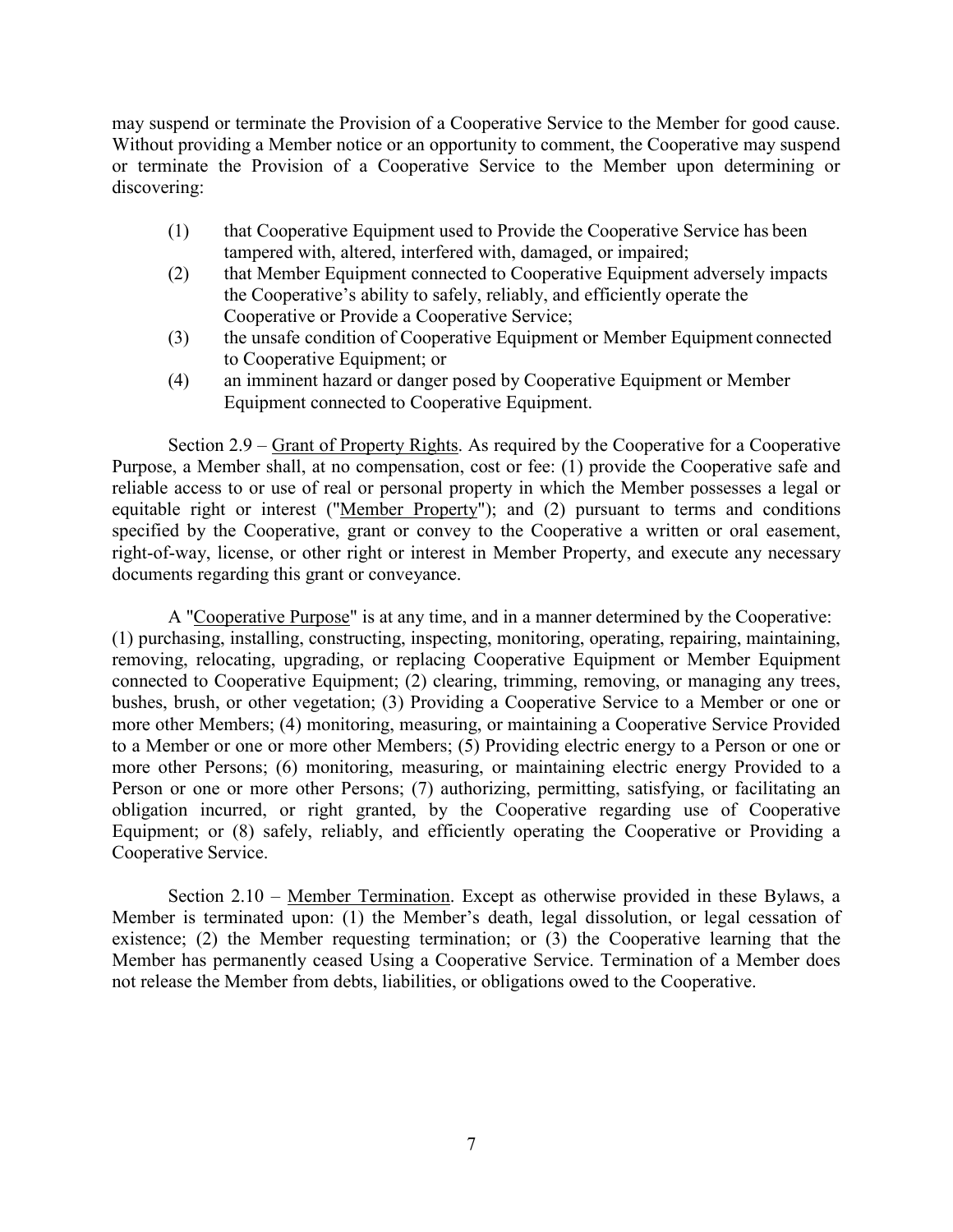may suspend or terminate the Provision of a Cooperative Service to the Member for good cause. Without providing a Member notice or an opportunity to comment, the Cooperative may suspend or terminate the Provision of a Cooperative Service to the Member upon determining or discovering:

(1) that Cooperative Equipment used to Provide the Cooperative Service has been tampered with, altered, interfered with, damaged, or impaired;
(2) that Member Equipment connected to Cooperative Equipment adversely impacts the Cooperative's ability to safely, reliably, and efficiently operate the Cooperative or Provide a Cooperative Service;
(3) the unsafe condition of Cooperative Equipment or Member Equipment connected to Cooperative Equipment; or
(4) an imminent hazard or danger posed by Cooperative Equipment or Member Equipment connected to Cooperative Equipment.

Section 2.9 – <u>Grant of Property Rights</u>. As required by the Cooperative for a Cooperative Purpose, a Member shall, at no compensation, cost or fee: (1) provide the Cooperative safe and reliable access to or use of real or personal property in which the Member possesses a legal or equitable right or interest ("<u>Member Property</u>"); and (2) pursuant to terms and conditions specified by the Cooperative, grant or convey to the Cooperative a written or oral easement, right-of-way, license, or other right or interest in Member Property, and execute any necessary documents regarding this grant or conveyance.

A "<u>Cooperative Purpose</u>" is at any time, and in a manner determined by the Cooperative: (1) purchasing, installing, constructing, inspecting, monitoring, operating, repairing, maintaining, removing, relocating, upgrading, or replacing Cooperative Equipment or Member Equipment connected to Cooperative Equipment; (2) clearing, trimming, removing, or managing any trees, bushes, brush, or other vegetation; (3) Providing a Cooperative Service to a Member or one or more other Members; (4) monitoring, measuring, or maintaining a Cooperative Service Provided to a Member or one or more other Members; (5) Providing electric energy to a Person or one or more other Persons; (6) monitoring, measuring, or maintaining electric energy Provided to a Person or one or more other Persons; (7) authorizing, permitting, satisfying, or facilitating an obligation incurred, or right granted, by the Cooperative regarding use of Cooperative Equipment; or (8) safely, reliably, and efficiently operating the Cooperative or Providing a Cooperative Service.

Section 2.10 – <u>Member Termination</u>. Except as otherwise provided in these Bylaws, a Member is terminated upon: (1) the Member's death, legal dissolution, or legal cessation of existence; (2) the Member requesting termination; or (3) the Cooperative learning that the Member has permanently ceased Using a Cooperative Service. Termination of a Member does not release the Member from debts, liabilities, or obligations owed to the Cooperative.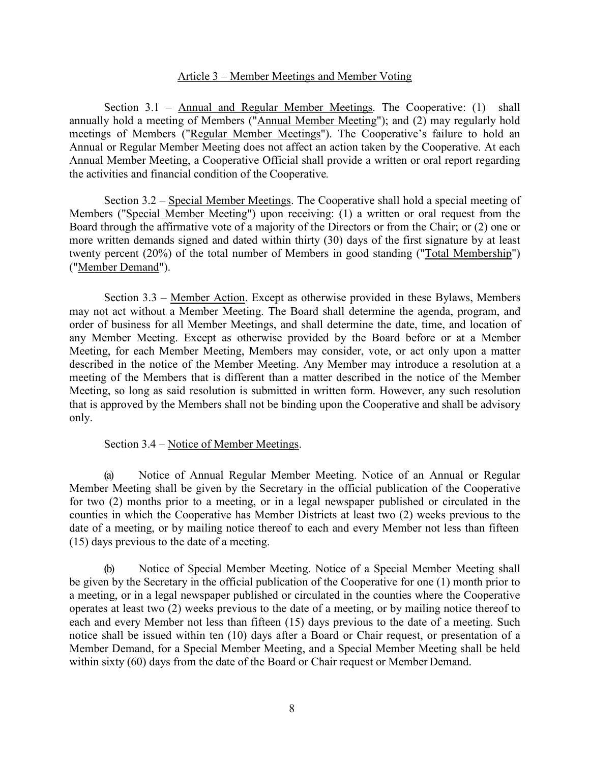## Article 3 – Member Meetings and Member Voting

Section 3.1 – Annual and Regular Member Meetings. The Cooperative: (1) shall annually hold a meeting of Members ("Annual Member Meeting"); and (2) may regularly hold meetings of Members ("Regular Member Meetings"). The Cooperative's failure to hold an Annual or Regular Member Meeting does not affect an action taken by the Cooperative. At each Annual Member Meeting, a Cooperative Official shall provide a written or oral report regarding the activities and financial condition of the Cooperative.

Section 3.2 – Special Member Meetings. The Cooperative shall hold a special meeting of Members ("Special Member Meeting") upon receiving: (1) a written or oral request from the Board through the affirmative vote of a majority of the Directors or from the Chair; or (2) one or more written demands signed and dated within thirty (30) days of the first signature by at least twenty percent (20%) of the total number of Members in good standing ("Total Membership") ("Member Demand").

Section 3.3 – Member Action. Except as otherwise provided in these Bylaws, Members may not act without a Member Meeting. The Board shall determine the agenda, program, and order of business for all Member Meetings, and shall determine the date, time, and location of any Member Meeting. Except as otherwise provided by the Board before or at a Member Meeting, for each Member Meeting, Members may consider, vote, or act only upon a matter described in the notice of the Member Meeting. Any Member may introduce a resolution at a meeting of the Members that is different than a matter described in the notice of the Member Meeting, so long as said resolution is submitted in written form. However, any such resolution that is approved by the Members shall not be binding upon the Cooperative and shall be advisory only.

Section 3.4 – Notice of Member Meetings.

(a) Notice of Annual Regular Member Meeting. Notice of an Annual or Regular Member Meeting shall be given by the Secretary in the official publication of the Cooperative for two (2) months prior to a meeting, or in a legal newspaper published or circulated in the counties in which the Cooperative has Member Districts at least two (2) weeks previous to the date of a meeting, or by mailing notice thereof to each and every Member not less than fifteen (15) days previous to the date of a meeting.

(b) Notice of Special Member Meeting. Notice of a Special Member Meeting shall be given by the Secretary in the official publication of the Cooperative for one (1) month prior to a meeting, or in a legal newspaper published or circulated in the counties where the Cooperative operates at least two (2) weeks previous to the date of a meeting, or by mailing notice thereof to each and every Member not less than fifteen (15) days previous to the date of a meeting. Such notice shall be issued within ten (10) days after a Board or Chair request, or presentation of a Member Demand, for a Special Member Meeting, and a Special Member Meeting shall be held within sixty (60) days from the date of the Board or Chair request or Member Demand.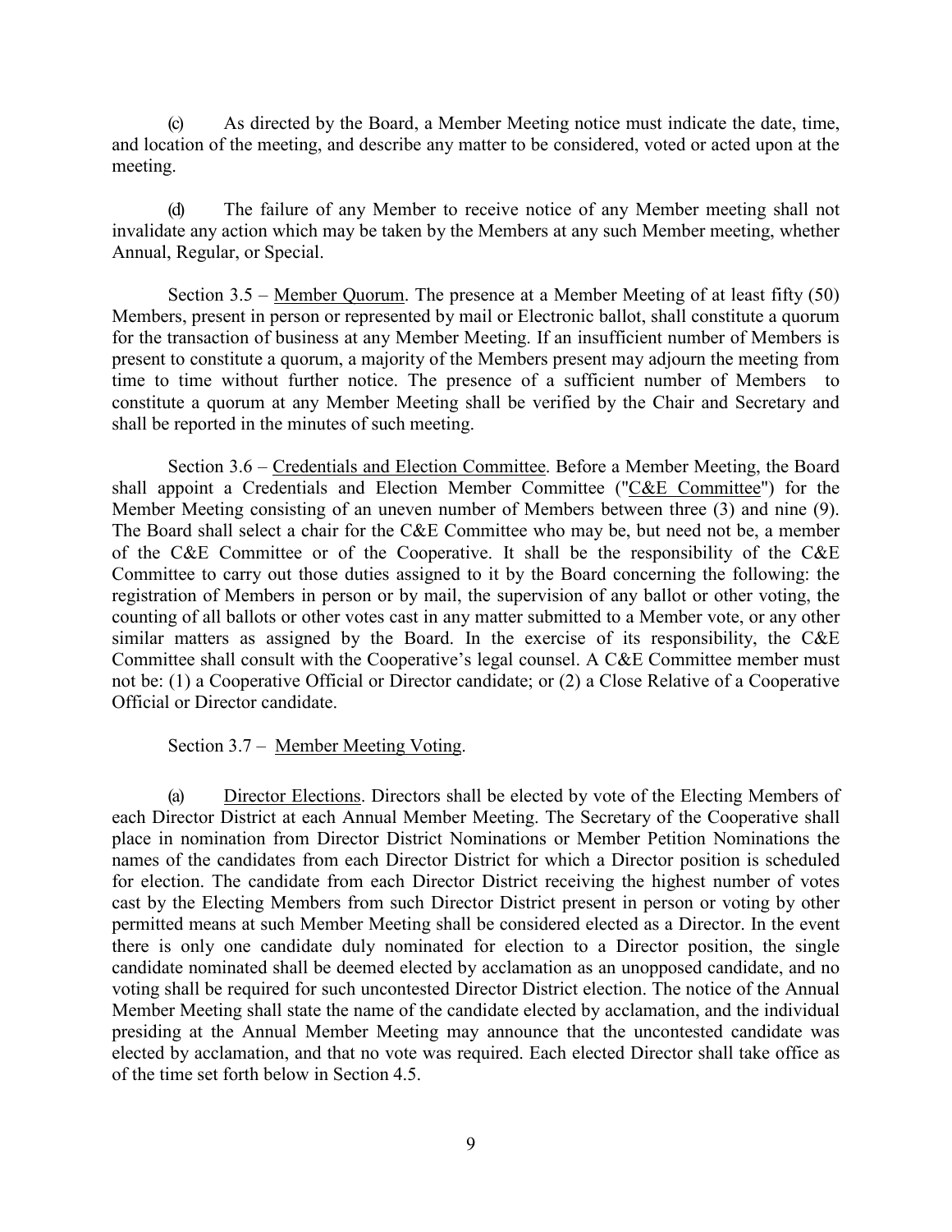(c) As directed by the Board, a Member Meeting notice must indicate the date, time, and location of the meeting, and describe any matter to be considered, voted or acted upon at the meeting.

(d) The failure of any Member to receive notice of any Member meeting shall not invalidate any action which may be taken by the Members at any such Member meeting, whether Annual, Regular, or Special.

Section 3.5 – Member Quorum. The presence at a Member Meeting of at least fifty (50) Members, present in person or represented by mail or Electronic ballot, shall constitute a quorum for the transaction of business at any Member Meeting. If an insufficient number of Members is present to constitute a quorum, a majority of the Members present may adjourn the meeting from time to time without further notice. The presence of a sufficient number of Members to constitute a quorum at any Member Meeting shall be verified by the Chair and Secretary and shall be reported in the minutes of such meeting.

Section 3.6 – Credentials and Election Committee. Before a Member Meeting, the Board shall appoint a Credentials and Election Member Committee ("C&E Committee") for the Member Meeting consisting of an uneven number of Members between three (3) and nine (9). The Board shall select a chair for the C&E Committee who may be, but need not be, a member of the C&E Committee or of the Cooperative. It shall be the responsibility of the C&E Committee to carry out those duties assigned to it by the Board concerning the following: the registration of Members in person or by mail, the supervision of any ballot or other voting, the counting of all ballots or other votes cast in any matter submitted to a Member vote, or any other similar matters as assigned by the Board. In the exercise of its responsibility, the C&E Committee shall consult with the Cooperative's legal counsel. A C&E Committee member must not be: (1) a Cooperative Official or Director candidate; or (2) a Close Relative of a Cooperative Official or Director candidate.

Section 3.7 – Member Meeting Voting.

(a) Director Elections. Directors shall be elected by vote of the Electing Members of each Director District at each Annual Member Meeting. The Secretary of the Cooperative shall place in nomination from Director District Nominations or Member Petition Nominations the names of the candidates from each Director District for which a Director position is scheduled for election. The candidate from each Director District receiving the highest number of votes cast by the Electing Members from such Director District present in person or voting by other permitted means at such Member Meeting shall be considered elected as a Director. In the event there is only one candidate duly nominated for election to a Director position, the single candidate nominated shall be deemed elected by acclamation as an unopposed candidate, and no voting shall be required for such uncontested Director District election. The notice of the Annual Member Meeting shall state the name of the candidate elected by acclamation, and the individual presiding at the Annual Member Meeting may announce that the uncontested candidate was elected by acclamation, and that no vote was required. Each elected Director shall take office as of the time set forth below in Section 4.5.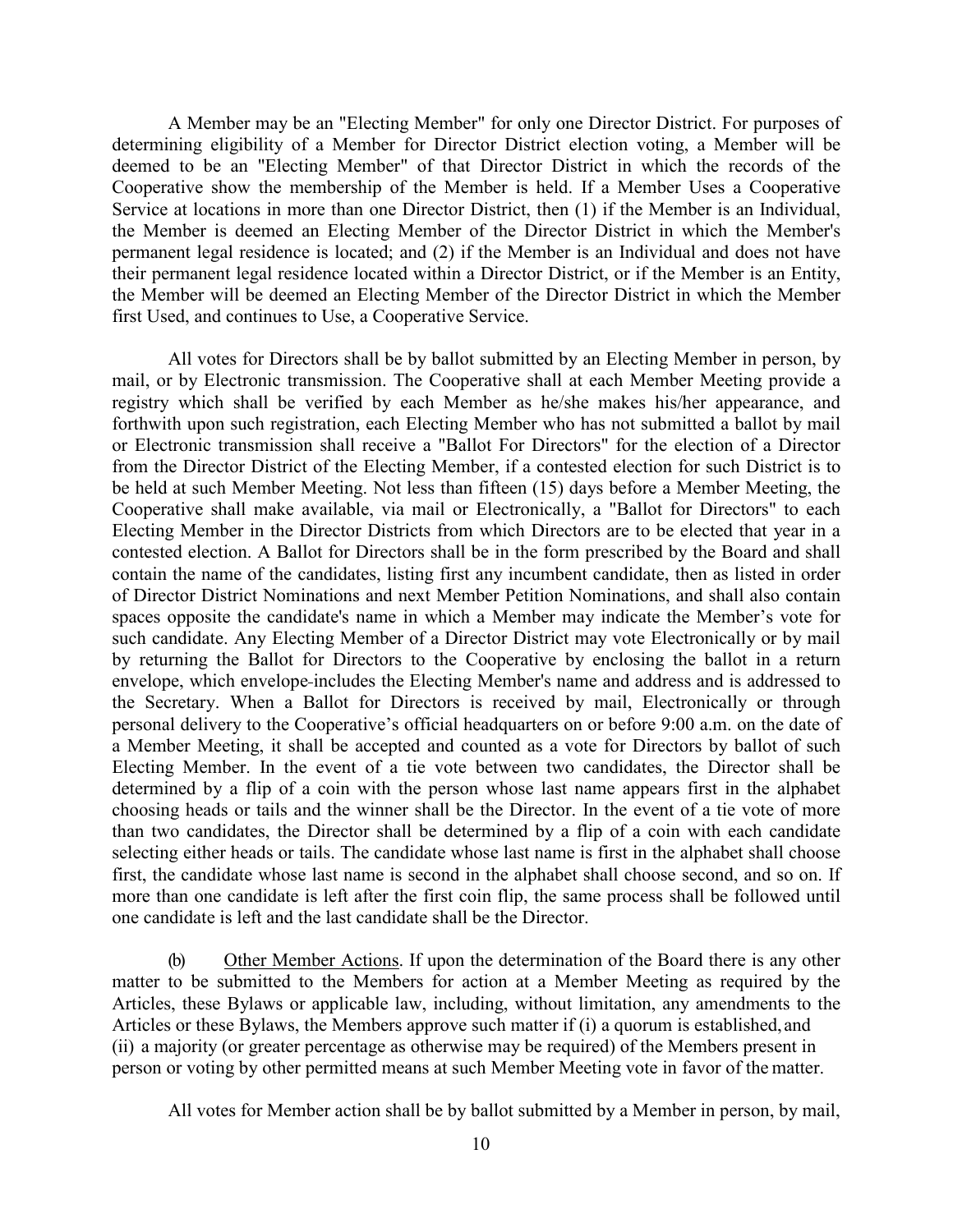A Member may be an "Electing Member" for only one Director District. For purposes of determining eligibility of a Member for Director District election voting, a Member will be deemed to be an "Electing Member" of that Director District in which the records of the Cooperative show the membership of the Member is held. If a Member Uses a Cooperative Service at locations in more than one Director District, then (1) if the Member is an Individual, the Member is deemed an Electing Member of the Director District in which the Member's permanent legal residence is located; and (2) if the Member is an Individual and does not have their permanent legal residence located within a Director District, or if the Member is an Entity, the Member will be deemed an Electing Member of the Director District in which the Member first Used, and continues to Use, a Cooperative Service.

All votes for Directors shall be by ballot submitted by an Electing Member in person, by mail, or by Electronic transmission. The Cooperative shall at each Member Meeting provide a registry which shall be verified by each Member as he/she makes his/her appearance, and forthwith upon such registration, each Electing Member who has not submitted a ballot by mail or Electronic transmission shall receive a "Ballot For Directors" for the election of a Director from the Director District of the Electing Member, if a contested election for such District is to be held at such Member Meeting. Not less than fifteen (15) days before a Member Meeting, the Cooperative shall make available, via mail or Electronically, a "Ballot for Directors" to each Electing Member in the Director Districts from which Directors are to be elected that year in a contested election. A Ballot for Directors shall be in the form prescribed by the Board and shall contain the name of the candidates, listing first any incumbent candidate, then as listed in order of Director District Nominations and next Member Petition Nominations, and shall also contain spaces opposite the candidate's name in which a Member may indicate the Member's vote for such candidate. Any Electing Member of a Director District may vote Electronically or by mail by returning the Ballot for Directors to the Cooperative by enclosing the ballot in a return envelope, which envelope includes the Electing Member's name and address and is addressed to the Secretary. When a Ballot for Directors is received by mail, Electronically or through personal delivery to the Cooperative's official headquarters on or before 9:00 a.m. on the date of a Member Meeting, it shall be accepted and counted as a vote for Directors by ballot of such Electing Member. In the event of a tie vote between two candidates, the Director shall be determined by a flip of a coin with the person whose last name appears first in the alphabet choosing heads or tails and the winner shall be the Director. In the event of a tie vote of more than two candidates, the Director shall be determined by a flip of a coin with each candidate selecting either heads or tails. The candidate whose last name is first in the alphabet shall choose first, the candidate whose last name is second in the alphabet shall choose second, and so on. If more than one candidate is left after the first coin flip, the same process shall be followed until one candidate is left and the last candidate shall be the Director.

(b) Other Member Actions. If upon the determination of the Board there is any other matter to be submitted to the Members for action at a Member Meeting as required by the Articles, these Bylaws or applicable law, including, without limitation, any amendments to the Articles or these Bylaws, the Members approve such matter if (i) a quorum is established, and (ii) a majority (or greater percentage as otherwise may be required) of the Members present in person or voting by other permitted means at such Member Meeting vote in favor of the matter.

All votes for Member action shall be by ballot submitted by a Member in person, by mail,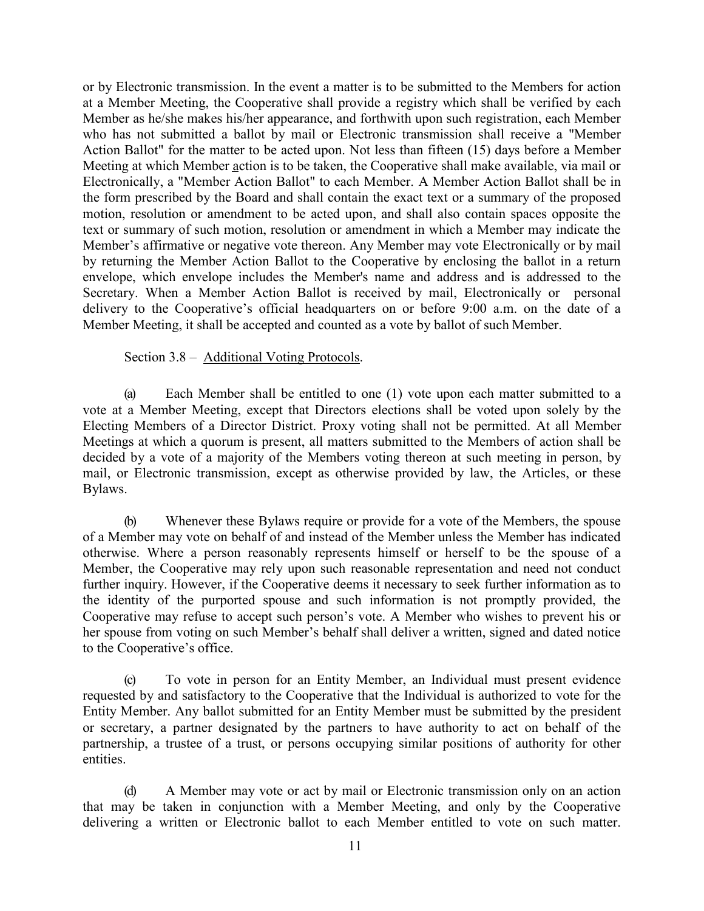or by Electronic transmission. In the event a matter is to be submitted to the Members for action at a Member Meeting, the Cooperative shall provide a registry which shall be verified by each Member as he/she makes his/her appearance, and forthwith upon such registration, each Member who has not submitted a ballot by mail or Electronic transmission shall receive a "Member Action Ballot" for the matter to be acted upon. Not less than fifteen (15) days before a Member Meeting at which Member action is to be taken, the Cooperative shall make available, via mail or Electronically, a "Member Action Ballot" to each Member. A Member Action Ballot shall be in the form prescribed by the Board and shall contain the exact text or a summary of the proposed motion, resolution or amendment to be acted upon, and shall also contain spaces opposite the text or summary of such motion, resolution or amendment in which a Member may indicate the Member's affirmative or negative vote thereon. Any Member may vote Electronically or by mail by returning the Member Action Ballot to the Cooperative by enclosing the ballot in a return envelope, which envelope includes the Member's name and address and is addressed to the Secretary. When a Member Action Ballot is received by mail, Electronically or personal delivery to the Cooperative's official headquarters on or before 9:00 a.m. on the date of a Member Meeting, it shall be accepted and counted as a vote by ballot of such Member.

Section 3.8 – Additional Voting Protocols.

(a) Each Member shall be entitled to one (1) vote upon each matter submitted to a vote at a Member Meeting, except that Directors elections shall be voted upon solely by the Electing Members of a Director District. Proxy voting shall not be permitted. At all Member Meetings at which a quorum is present, all matters submitted to the Members of action shall be decided by a vote of a majority of the Members voting thereon at such meeting in person, by mail, or Electronic transmission, except as otherwise provided by law, the Articles, or these Bylaws.

(b) Whenever these Bylaws require or provide for a vote of the Members, the spouse of a Member may vote on behalf of and instead of the Member unless the Member has indicated otherwise. Where a person reasonably represents himself or herself to be the spouse of a Member, the Cooperative may rely upon such reasonable representation and need not conduct further inquiry. However, if the Cooperative deems it necessary to seek further information as to the identity of the purported spouse and such information is not promptly provided, the Cooperative may refuse to accept such person's vote. A Member who wishes to prevent his or her spouse from voting on such Member's behalf shall deliver a written, signed and dated notice to the Cooperative's office.

(c) To vote in person for an Entity Member, an Individual must present evidence requested by and satisfactory to the Cooperative that the Individual is authorized to vote for the Entity Member. Any ballot submitted for an Entity Member must be submitted by the president or secretary, a partner designated by the partners to have authority to act on behalf of the partnership, a trustee of a trust, or persons occupying similar positions of authority for other entities.

(d) A Member may vote or act by mail or Electronic transmission only on an action that may be taken in conjunction with a Member Meeting, and only by the Cooperative delivering a written or Electronic ballot to each Member entitled to vote on such matter.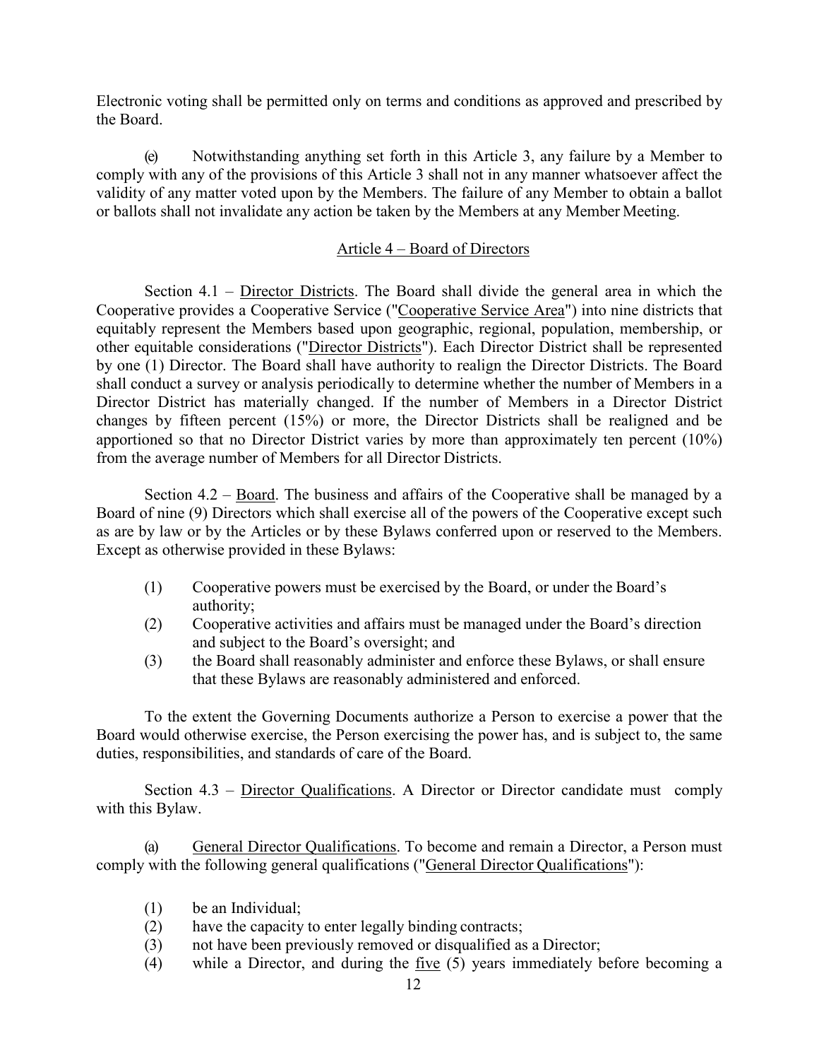Electronic voting shall be permitted only on terms and conditions as approved and prescribed by the Board.

(e) Notwithstanding anything set forth in this Article 3, any failure by a Member to comply with any of the provisions of this Article 3 shall not in any manner whatsoever affect the validity of any matter voted upon by the Members. The failure of any Member to obtain a ballot or ballots shall not invalidate any action be taken by the Members at any Member Meeting.

## Article 4 – Board of Directors

Section 4.1 – Director Districts. The Board shall divide the general area in which the Cooperative provides a Cooperative Service ("Cooperative Service Area") into nine districts that equitably represent the Members based upon geographic, regional, population, membership, or other equitable considerations ("Director Districts"). Each Director District shall be represented by one (1) Director. The Board shall have authority to realign the Director Districts. The Board shall conduct a survey or analysis periodically to determine whether the number of Members in a Director District has materially changed. If the number of Members in a Director District changes by fifteen percent (15%) or more, the Director Districts shall be realigned and be apportioned so that no Director District varies by more than approximately ten percent (10%) from the average number of Members for all Director Districts.

Section 4.2 – Board. The business and affairs of the Cooperative shall be managed by a Board of nine (9) Directors which shall exercise all of the powers of the Cooperative except such as are by law or by the Articles or by these Bylaws conferred upon or reserved to the Members. Except as otherwise provided in these Bylaws:

(1) Cooperative powers must be exercised by the Board, or under the Board's authority;
(2) Cooperative activities and affairs must be managed under the Board's direction and subject to the Board's oversight; and
(3) the Board shall reasonably administer and enforce these Bylaws, or shall ensure that these Bylaws are reasonably administered and enforced.

To the extent the Governing Documents authorize a Person to exercise a power that the Board would otherwise exercise, the Person exercising the power has, and is subject to, the same duties, responsibilities, and standards of care of the Board.

Section 4.3 – Director Qualifications. A Director or Director candidate must comply with this Bylaw.

(a) General Director Qualifications. To become and remain a Director, a Person must comply with the following general qualifications ("General Director Qualifications"):

(1) be an Individual;
(2) have the capacity to enter legally binding contracts;
(3) not have been previously removed or disqualified as a Director;
(4) while a Director, and during the five (5) years immediately before becoming a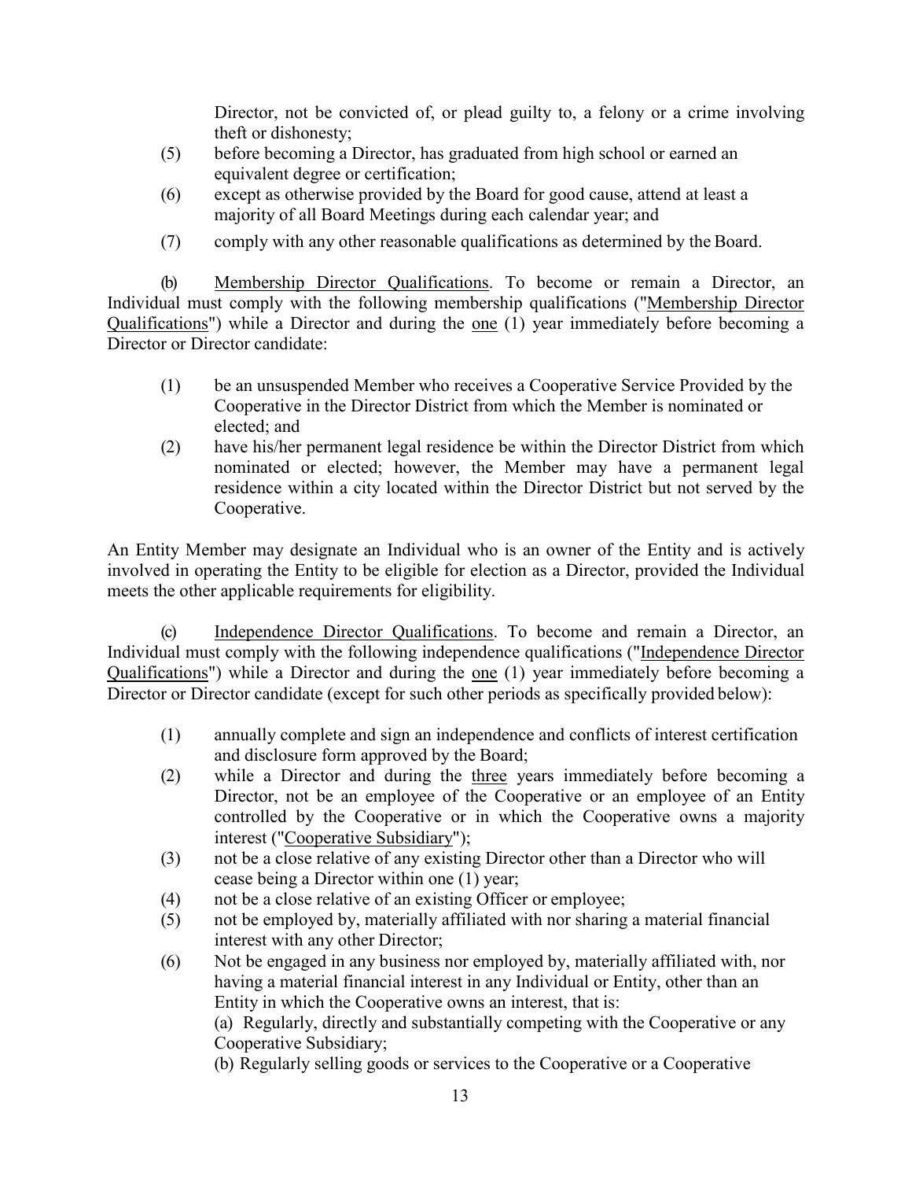Director, not be convicted of, or plead guilty to, a felony or a crime involving theft or dishonesty;

(5) before becoming a Director, has graduated from high school or earned an equivalent degree or certification;

(6) except as otherwise provided by the Board for good cause, attend at least a majority of all Board Meetings during each calendar year; and

(7) comply with any other reasonable qualifications as determined by the Board.

(b) Membership Director Qualifications. To become or remain a Director, an Individual must comply with the following membership qualifications ("Membership Director Qualifications") while a Director and during the one (1) year immediately before becoming a Director or Director candidate:

(1) be an unsuspended Member who receives a Cooperative Service Provided by the Cooperative in the Director District from which the Member is nominated or elected; and

(2) have his/her permanent legal residence be within the Director District from which nominated or elected; however, the Member may have a permanent legal residence within a city located within the Director District but not served by the Cooperative.

An Entity Member may designate an Individual who is an owner of the Entity and is actively involved in operating the Entity to be eligible for election as a Director, provided the Individual meets the other applicable requirements for eligibility.

(c) Independence Director Qualifications. To become and remain a Director, an Individual must comply with the following independence qualifications ("Independence Director Qualifications") while a Director and during the one (1) year immediately before becoming a Director or Director candidate (except for such other periods as specifically provided below):

(1) annually complete and sign an independence and conflicts of interest certification and disclosure form approved by the Board;

(2) while a Director and during the three years immediately before becoming a Director, not be an employee of the Cooperative or an employee of an Entity controlled by the Cooperative or in which the Cooperative owns a majority interest ("Cooperative Subsidiary");

(3) not be a close relative of any existing Director other than a Director who will cease being a Director within one (1) year;

(4) not be a close relative of an existing Officer or employee;

(5) not be employed by, materially affiliated with nor sharing a material financial interest with any other Director;

(6) Not be engaged in any business nor employed by, materially affiliated with, nor having a material financial interest in any Individual or Entity, other than an Entity in which the Cooperative owns an interest, that is:

(a) Regularly, directly and substantially competing with the Cooperative or any Cooperative Subsidiary;

(b) Regularly selling goods or services to the Cooperative or a Cooperative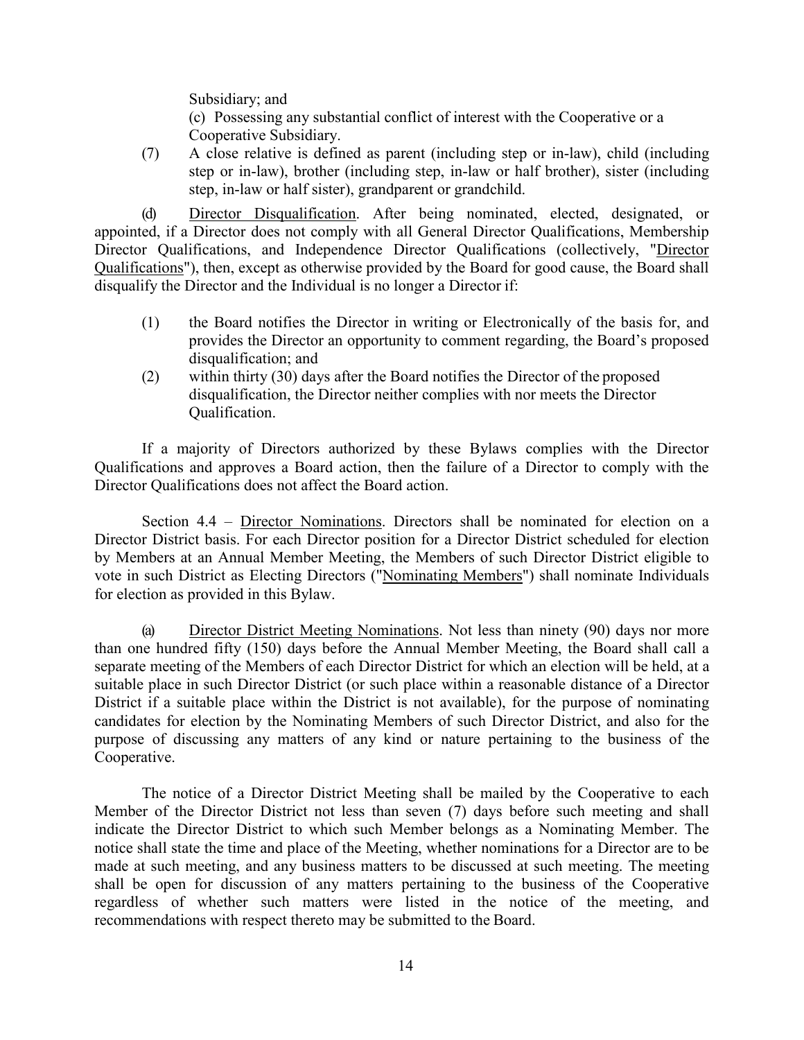Subsidiary; and

(c) Possessing any substantial conflict of interest with the Cooperative or a Cooperative Subsidiary.

(7) A close relative is defined as parent (including step or in-law), child (including step or in-law), brother (including step, in-law or half brother), sister (including step, in-law or half sister), grandparent or grandchild.

(d) Director Disqualification. After being nominated, elected, designated, or appointed, if a Director does not comply with all General Director Qualifications, Membership Director Qualifications, and Independence Director Qualifications (collectively, "Director Qualifications"), then, except as otherwise provided by the Board for good cause, the Board shall disqualify the Director and the Individual is no longer a Director if:

(1) the Board notifies the Director in writing or Electronically of the basis for, and provides the Director an opportunity to comment regarding, the Board's proposed disqualification; and

(2) within thirty (30) days after the Board notifies the Director of the proposed disqualification, the Director neither complies with nor meets the Director Qualification.

If a majority of Directors authorized by these Bylaws complies with the Director Qualifications and approves a Board action, then the failure of a Director to comply with the Director Qualifications does not affect the Board action.

Section 4.4 – Director Nominations. Directors shall be nominated for election on a Director District basis. For each Director position for a Director District scheduled for election by Members at an Annual Member Meeting, the Members of such Director District eligible to vote in such District as Electing Directors ("Nominating Members") shall nominate Individuals for election as provided in this Bylaw.

(a) Director District Meeting Nominations. Not less than ninety (90) days nor more than one hundred fifty (150) days before the Annual Member Meeting, the Board shall call a separate meeting of the Members of each Director District for which an election will be held, at a suitable place in such Director District (or such place within a reasonable distance of a Director District if a suitable place within the District is not available), for the purpose of nominating candidates for election by the Nominating Members of such Director District, and also for the purpose of discussing any matters of any kind or nature pertaining to the business of the Cooperative.

The notice of a Director District Meeting shall be mailed by the Cooperative to each Member of the Director District not less than seven (7) days before such meeting and shall indicate the Director District to which such Member belongs as a Nominating Member. The notice shall state the time and place of the Meeting, whether nominations for a Director are to be made at such meeting, and any business matters to be discussed at such meeting. The meeting shall be open for discussion of any matters pertaining to the business of the Cooperative regardless of whether such matters were listed in the notice of the meeting, and recommendations with respect thereto may be submitted to the Board.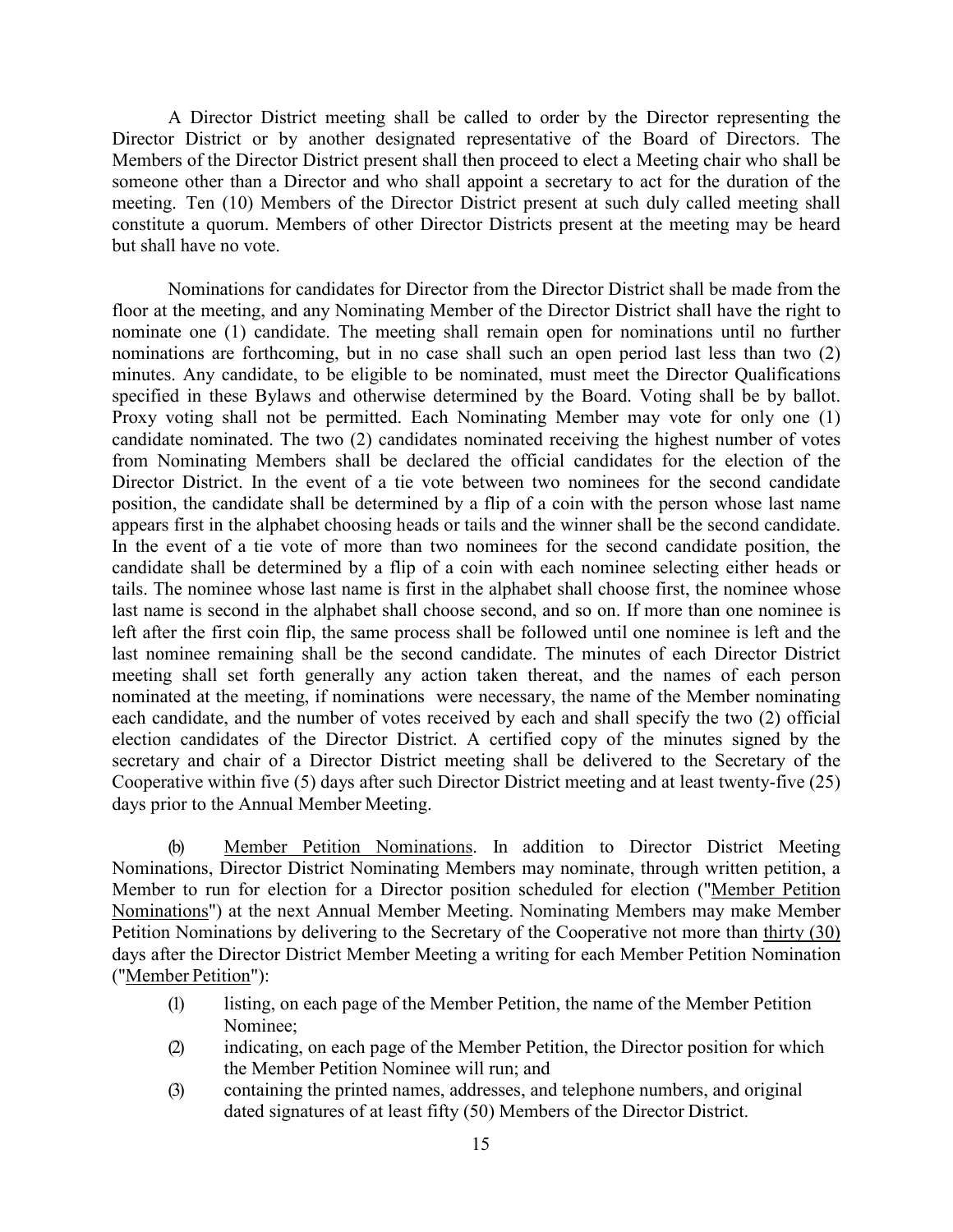A Director District meeting shall be called to order by the Director representing the Director District or by another designated representative of the Board of Directors. The Members of the Director District present shall then proceed to elect a Meeting chair who shall be someone other than a Director and who shall appoint a secretary to act for the duration of the meeting. Ten (10) Members of the Director District present at such duly called meeting shall constitute a quorum. Members of other Director Districts present at the meeting may be heard but shall have no vote.

Nominations for candidates for Director from the Director District shall be made from the floor at the meeting, and any Nominating Member of the Director District shall have the right to nominate one (1) candidate. The meeting shall remain open for nominations until no further nominations are forthcoming, but in no case shall such an open period last less than two (2) minutes. Any candidate, to be eligible to be nominated, must meet the Director Qualifications specified in these Bylaws and otherwise determined by the Board. Voting shall be by ballot. Proxy voting shall not be permitted. Each Nominating Member may vote for only one (1) candidate nominated. The two (2) candidates nominated receiving the highest number of votes from Nominating Members shall be declared the official candidates for the election of the Director District. In the event of a tie vote between two nominees for the second candidate position, the candidate shall be determined by a flip of a coin with the person whose last name appears first in the alphabet choosing heads or tails and the winner shall be the second candidate. In the event of a tie vote of more than two nominees for the second candidate position, the candidate shall be determined by a flip of a coin with each nominee selecting either heads or tails. The nominee whose last name is first in the alphabet shall choose first, the nominee whose last name is second in the alphabet shall choose second, and so on. If more than one nominee is left after the first coin flip, the same process shall be followed until one nominee is left and the last nominee remaining shall be the second candidate. The minutes of each Director District meeting shall set forth generally any action taken thereat, and the names of each person nominated at the meeting, if nominations were necessary, the name of the Member nominating each candidate, and the number of votes received by each and shall specify the two (2) official election candidates of the Director District. A certified copy of the minutes signed by the secretary and chair of a Director District meeting shall be delivered to the Secretary of the Cooperative within five (5) days after such Director District meeting and at least twenty-five (25) days prior to the Annual Member Meeting.

(b) Member Petition Nominations. In addition to Director District Meeting Nominations, Director District Nominating Members may nominate, through written petition, a Member to run for election for a Director position scheduled for election ("Member Petition Nominations") at the next Annual Member Meeting. Nominating Members may make Member Petition Nominations by delivering to the Secretary of the Cooperative not more than thirty (30) days after the Director District Member Meeting a writing for each Member Petition Nomination ("Member Petition"):

(1) listing, on each page of the Member Petition, the name of the Member Petition Nominee;

(2) indicating, on each page of the Member Petition, the Director position for which the Member Petition Nominee will run; and

(3) containing the printed names, addresses, and telephone numbers, and original dated signatures of at least fifty (50) Members of the Director District.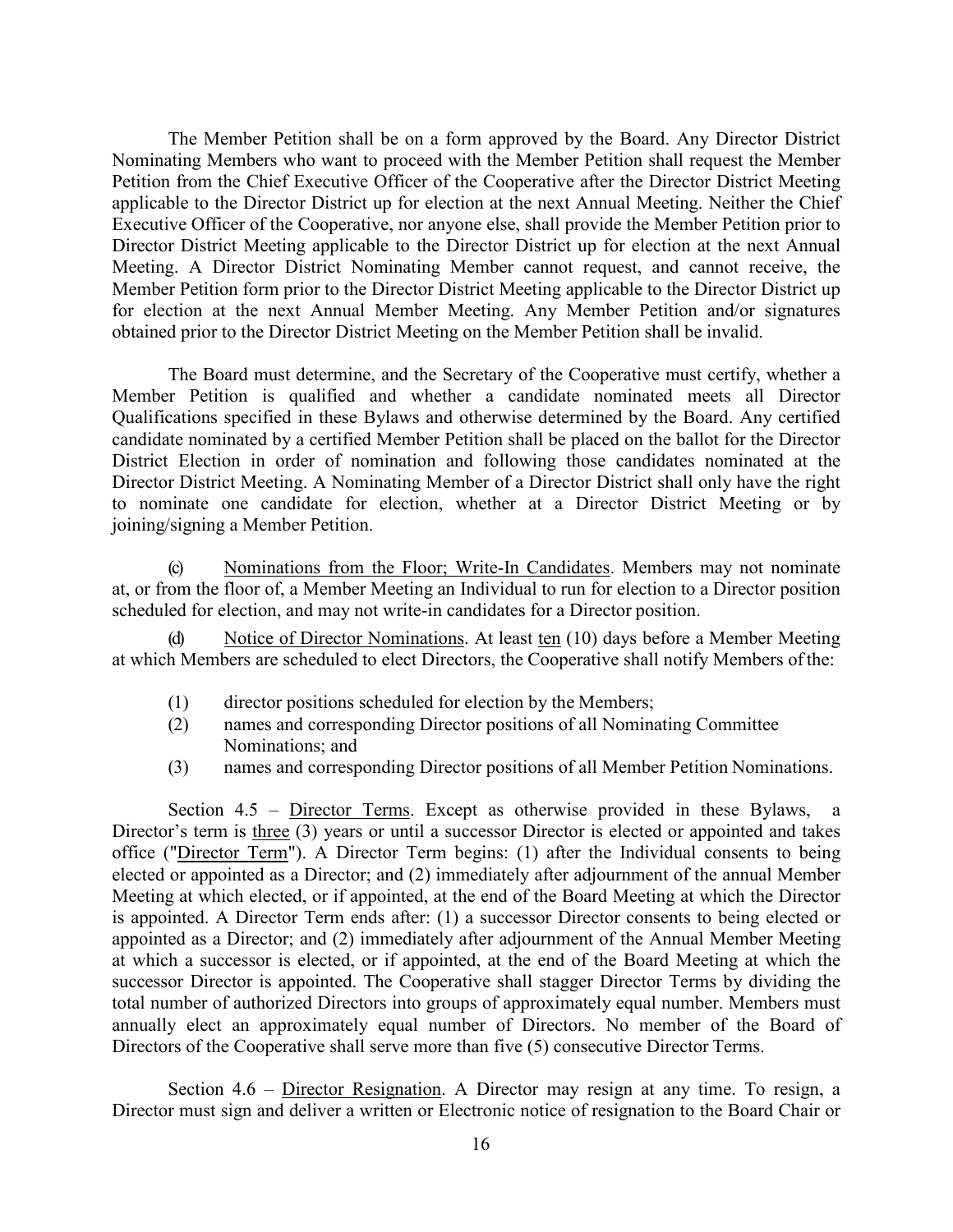The Member Petition shall be on a form approved by the Board. Any Director District Nominating Members who want to proceed with the Member Petition shall request the Member Petition from the Chief Executive Officer of the Cooperative after the Director District Meeting applicable to the Director District up for election at the next Annual Meeting. Neither the Chief Executive Officer of the Cooperative, nor anyone else, shall provide the Member Petition prior to Director District Meeting applicable to the Director District up for election at the next Annual Meeting. A Director District Nominating Member cannot request, and cannot receive, the Member Petition form prior to the Director District Meeting applicable to the Director District up for election at the next Annual Member Meeting. Any Member Petition and/or signatures obtained prior to the Director District Meeting on the Member Petition shall be invalid.

The Board must determine, and the Secretary of the Cooperative must certify, whether a Member Petition is qualified and whether a candidate nominated meets all Director Qualifications specified in these Bylaws and otherwise determined by the Board. Any certified candidate nominated by a certified Member Petition shall be placed on the ballot for the Director District Election in order of nomination and following those candidates nominated at the Director District Meeting. A Nominating Member of a Director District shall only have the right to nominate one candidate for election, whether at a Director District Meeting or by joining/signing a Member Petition.

(c) Nominations from the Floor; Write-In Candidates. Members may not nominate at, or from the floor of, a Member Meeting an Individual to run for election to a Director position scheduled for election, and may not write-in candidates for a Director position.

(d) Notice of Director Nominations. At least ten (10) days before a Member Meeting at which Members are scheduled to elect Directors, the Cooperative shall notify Members of the:

(1) director positions scheduled for election by the Members;
(2) names and corresponding Director positions of all Nominating Committee Nominations; and
(3) names and corresponding Director positions of all Member Petition Nominations.

Section 4.5 – Director Terms. Except as otherwise provided in these Bylaws, a Director's term is three (3) years or until a successor Director is elected or appointed and takes office ("Director Term"). A Director Term begins: (1) after the Individual consents to being elected or appointed as a Director; and (2) immediately after adjournment of the annual Member Meeting at which elected, or if appointed, at the end of the Board Meeting at which the Director is appointed. A Director Term ends after: (1) a successor Director consents to being elected or appointed as a Director; and (2) immediately after adjournment of the Annual Member Meeting at which a successor is elected, or if appointed, at the end of the Board Meeting at which the successor Director is appointed. The Cooperative shall stagger Director Terms by dividing the total number of authorized Directors into groups of approximately equal number. Members must annually elect an approximately equal number of Directors. No member of the Board of Directors of the Cooperative shall serve more than five (5) consecutive Director Terms.

Section 4.6 – Director Resignation. A Director may resign at any time. To resign, a Director must sign and deliver a written or Electronic notice of resignation to the Board Chair or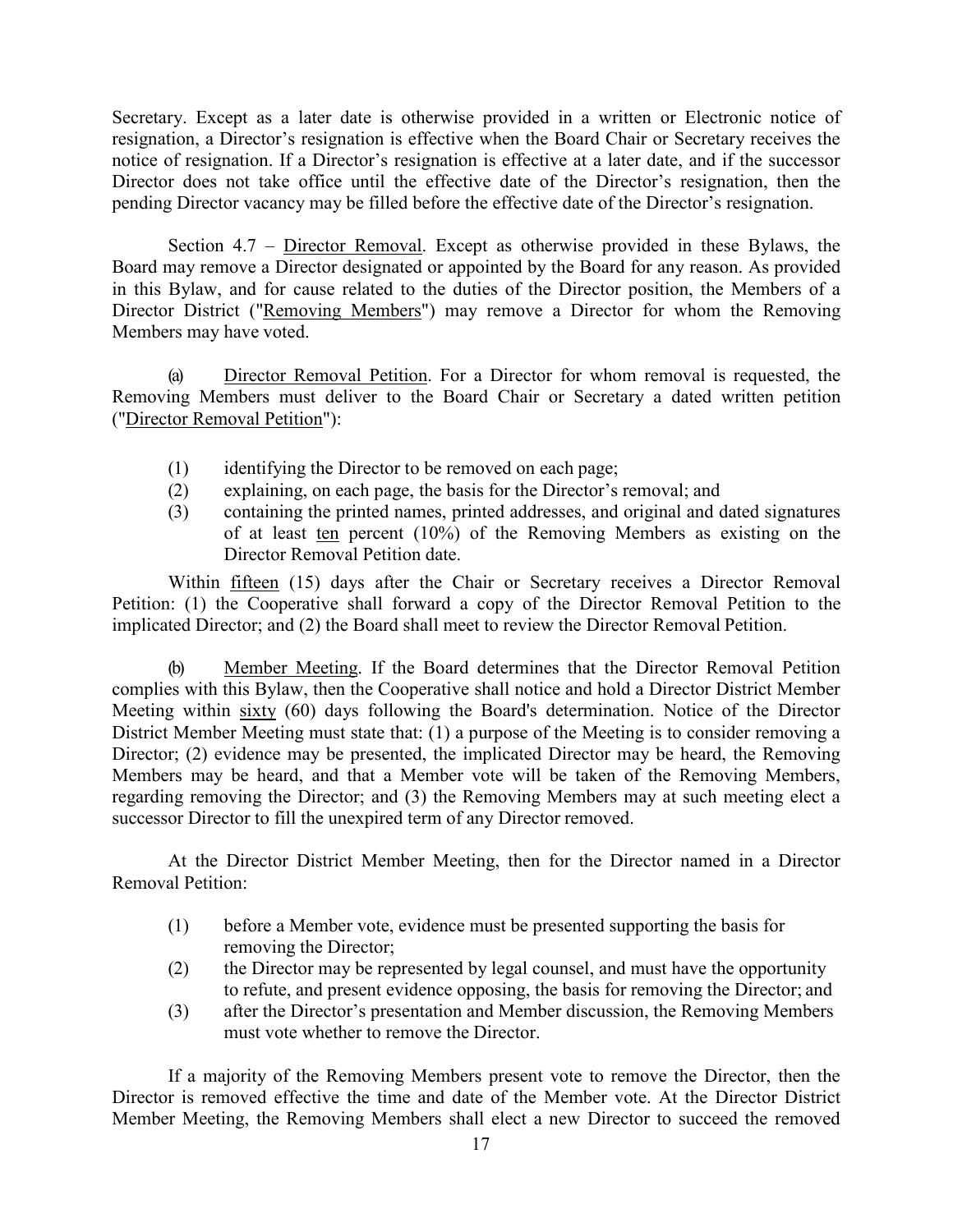Secretary. Except as a later date is otherwise provided in a written or Electronic notice of resignation, a Director's resignation is effective when the Board Chair or Secretary receives the notice of resignation. If a Director's resignation is effective at a later date, and if the successor Director does not take office until the effective date of the Director's resignation, then the pending Director vacancy may be filled before the effective date of the Director's resignation.

Section 4.7 – Director Removal. Except as otherwise provided in these Bylaws, the Board may remove a Director designated or appointed by the Board for any reason. As provided in this Bylaw, and for cause related to the duties of the Director position, the Members of a Director District ("Removing Members") may remove a Director for whom the Removing Members may have voted.

(a) Director Removal Petition. For a Director for whom removal is requested, the Removing Members must deliver to the Board Chair or Secretary a dated written petition ("Director Removal Petition"):

(1) identifying the Director to be removed on each page;
(2) explaining, on each page, the basis for the Director's removal; and
(3) containing the printed names, printed addresses, and original and dated signatures of at least ten percent (10%) of the Removing Members as existing on the Director Removal Petition date.

Within fifteen (15) days after the Chair or Secretary receives a Director Removal Petition: (1) the Cooperative shall forward a copy of the Director Removal Petition to the implicated Director; and (2) the Board shall meet to review the Director Removal Petition.

(b) Member Meeting. If the Board determines that the Director Removal Petition complies with this Bylaw, then the Cooperative shall notice and hold a Director District Member Meeting within sixty (60) days following the Board's determination. Notice of the Director District Member Meeting must state that: (1) a purpose of the Meeting is to consider removing a Director; (2) evidence may be presented, the implicated Director may be heard, the Removing Members may be heard, and that a Member vote will be taken of the Removing Members, regarding removing the Director; and (3) the Removing Members may at such meeting elect a successor Director to fill the unexpired term of any Director removed.

At the Director District Member Meeting, then for the Director named in a Director Removal Petition:

(1) before a Member vote, evidence must be presented supporting the basis for removing the Director;
(2) the Director may be represented by legal counsel, and must have the opportunity to refute, and present evidence opposing, the basis for removing the Director; and
(3) after the Director's presentation and Member discussion, the Removing Members must vote whether to remove the Director.

If a majority of the Removing Members present vote to remove the Director, then the Director is removed effective the time and date of the Member vote. At the Director District Member Meeting, the Removing Members shall elect a new Director to succeed the removed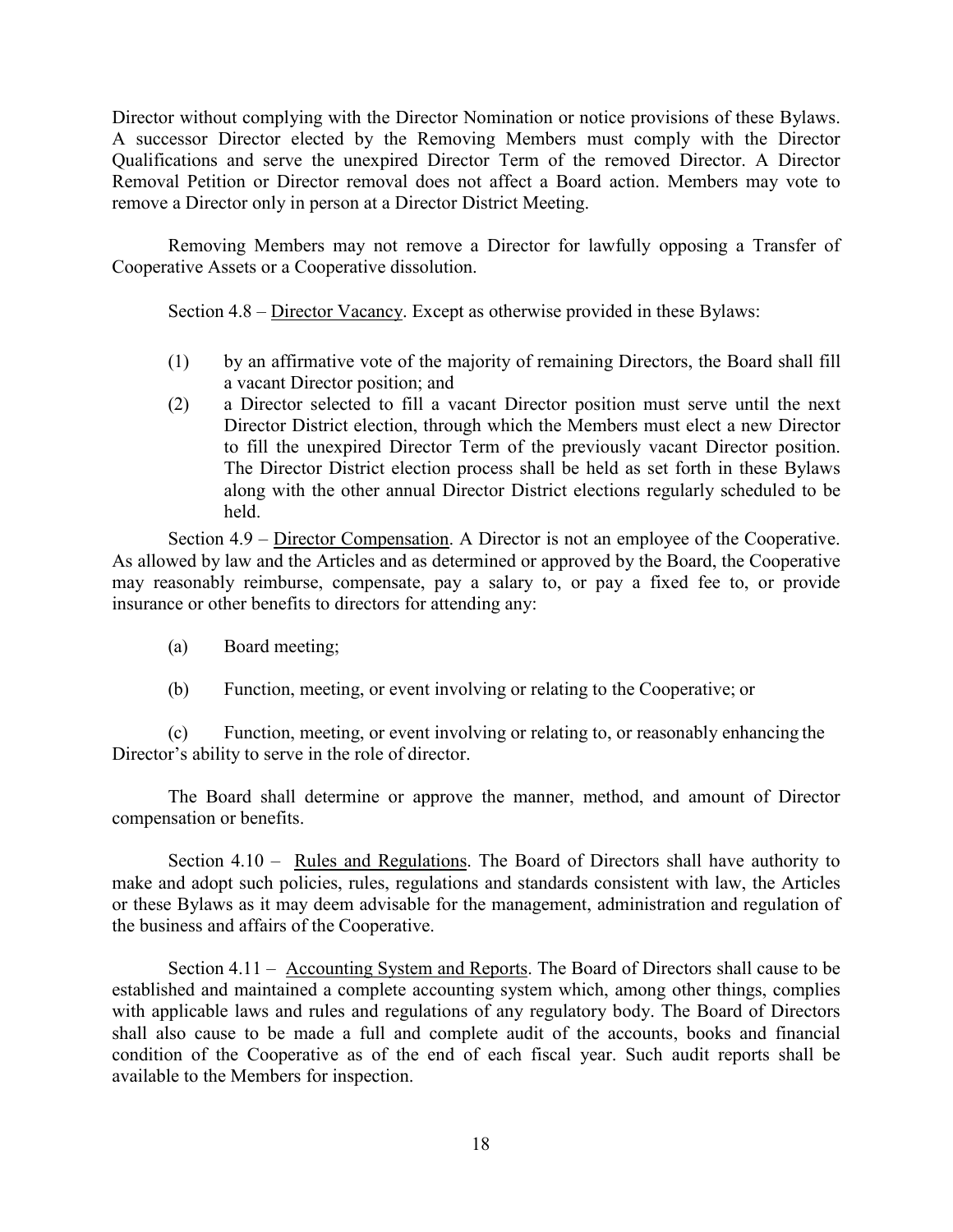Director without complying with the Director Nomination or notice provisions of these Bylaws. A successor Director elected by the Removing Members must comply with the Director Qualifications and serve the unexpired Director Term of the removed Director. A Director Removal Petition or Director removal does not affect a Board action. Members may vote to remove a Director only in person at a Director District Meeting.

Removing Members may not remove a Director for lawfully opposing a Transfer of Cooperative Assets or a Cooperative dissolution.

Section 4.8 – Director Vacancy. Except as otherwise provided in these Bylaws:

(1) by an affirmative vote of the majority of remaining Directors, the Board shall fill a vacant Director position; and

(2) a Director selected to fill a vacant Director position must serve until the next Director District election, through which the Members must elect a new Director to fill the unexpired Director Term of the previously vacant Director position. The Director District election process shall be held as set forth in these Bylaws along with the other annual Director District elections regularly scheduled to be held.

Section 4.9 – Director Compensation. A Director is not an employee of the Cooperative. As allowed by law and the Articles and as determined or approved by the Board, the Cooperative may reasonably reimburse, compensate, pay a salary to, or pay a fixed fee to, or provide insurance or other benefits to directors for attending any:

(a) Board meeting;

(b) Function, meeting, or event involving or relating to the Cooperative; or

(c) Function, meeting, or event involving or relating to, or reasonably enhancing the Director's ability to serve in the role of director.

The Board shall determine or approve the manner, method, and amount of Director compensation or benefits.

Section 4.10 – Rules and Regulations. The Board of Directors shall have authority to make and adopt such policies, rules, regulations and standards consistent with law, the Articles or these Bylaws as it may deem advisable for the management, administration and regulation of the business and affairs of the Cooperative.

Section 4.11 – Accounting System and Reports. The Board of Directors shall cause to be established and maintained a complete accounting system which, among other things, complies with applicable laws and rules and regulations of any regulatory body. The Board of Directors shall also cause to be made a full and complete audit of the accounts, books and financial condition of the Cooperative as of the end of each fiscal year. Such audit reports shall be available to the Members for inspection.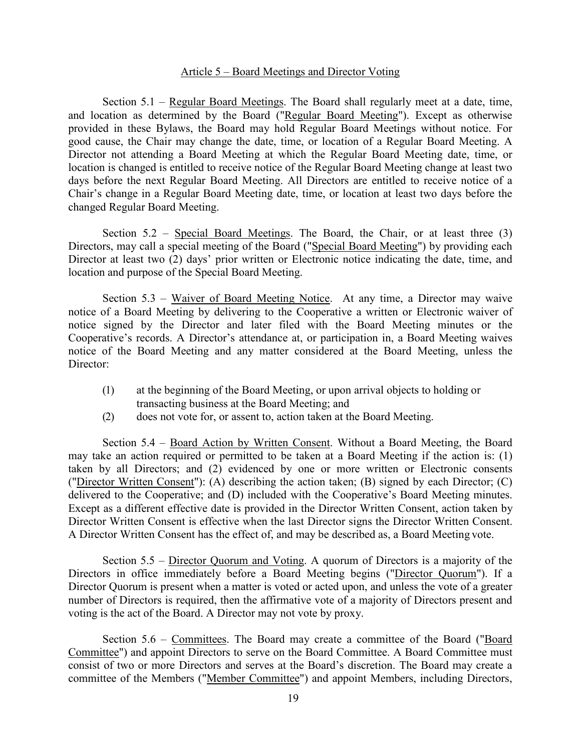## Article 5 – Board Meetings and Director Voting

Section 5.1 – Regular Board Meetings. The Board shall regularly meet at a date, time, and location as determined by the Board ("Regular Board Meeting"). Except as otherwise provided in these Bylaws, the Board may hold Regular Board Meetings without notice. For good cause, the Chair may change the date, time, or location of a Regular Board Meeting. A Director not attending a Board Meeting at which the Regular Board Meeting date, time, or location is changed is entitled to receive notice of the Regular Board Meeting change at least two days before the next Regular Board Meeting. All Directors are entitled to receive notice of a Chair's change in a Regular Board Meeting date, time, or location at least two days before the changed Regular Board Meeting.

Section 5.2 – Special Board Meetings. The Board, the Chair, or at least three (3) Directors, may call a special meeting of the Board ("Special Board Meeting") by providing each Director at least two (2) days' prior written or Electronic notice indicating the date, time, and location and purpose of the Special Board Meeting.

Section 5.3 – Waiver of Board Meeting Notice. At any time, a Director may waive notice of a Board Meeting by delivering to the Cooperative a written or Electronic waiver of notice signed by the Director and later filed with the Board Meeting minutes or the Cooperative's records. A Director's attendance at, or participation in, a Board Meeting waives notice of the Board Meeting and any matter considered at the Board Meeting, unless the Director:

(1) at the beginning of the Board Meeting, or upon arrival objects to holding or transacting business at the Board Meeting; and
(2) does not vote for, or assent to, action taken at the Board Meeting.

Section 5.4 – Board Action by Written Consent. Without a Board Meeting, the Board may take an action required or permitted to be taken at a Board Meeting if the action is: (1) taken by all Directors; and (2) evidenced by one or more written or Electronic consents ("Director Written Consent"): (A) describing the action taken; (B) signed by each Director; (C) delivered to the Cooperative; and (D) included with the Cooperative's Board Meeting minutes. Except as a different effective date is provided in the Director Written Consent, action taken by Director Written Consent is effective when the last Director signs the Director Written Consent. A Director Written Consent has the effect of, and may be described as, a Board Meeting vote.

Section 5.5 – Director Quorum and Voting. A quorum of Directors is a majority of the Directors in office immediately before a Board Meeting begins ("Director Quorum"). If a Director Quorum is present when a matter is voted or acted upon, and unless the vote of a greater number of Directors is required, then the affirmative vote of a majority of Directors present and voting is the act of the Board. A Director may not vote by proxy.

Section 5.6 – Committees. The Board may create a committee of the Board ("Board Committee") and appoint Directors to serve on the Board Committee. A Board Committee must consist of two or more Directors and serves at the Board's discretion. The Board may create a committee of the Members ("Member Committee") and appoint Members, including Directors,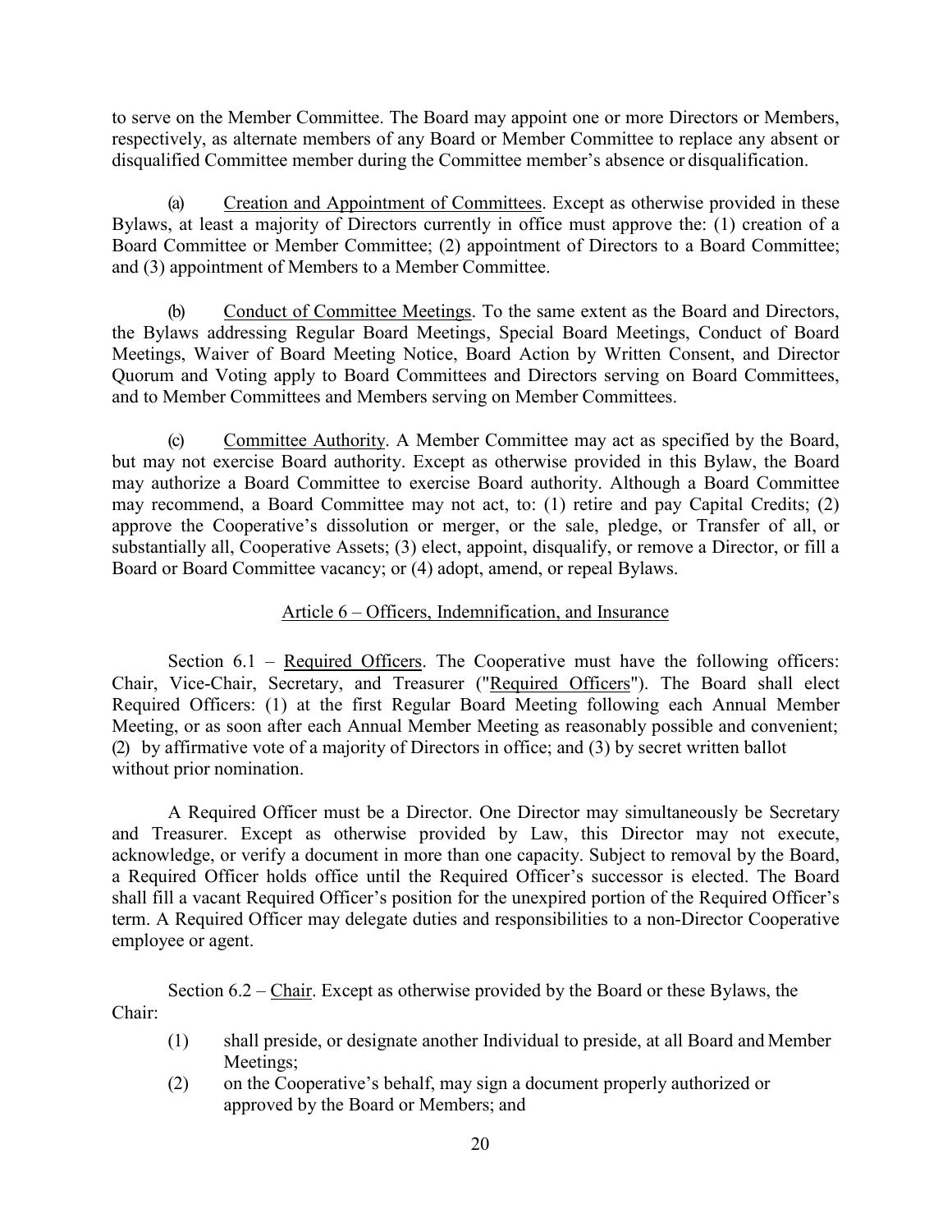to serve on the Member Committee. The Board may appoint one or more Directors or Members, respectively, as alternate members of any Board or Member Committee to replace any absent or disqualified Committee member during the Committee member's absence or disqualification.

(a) Creation and Appointment of Committees. Except as otherwise provided in these Bylaws, at least a majority of Directors currently in office must approve the: (1) creation of a Board Committee or Member Committee; (2) appointment of Directors to a Board Committee; and (3) appointment of Members to a Member Committee.

(b) Conduct of Committee Meetings. To the same extent as the Board and Directors, the Bylaws addressing Regular Board Meetings, Special Board Meetings, Conduct of Board Meetings, Waiver of Board Meeting Notice, Board Action by Written Consent, and Director Quorum and Voting apply to Board Committees and Directors serving on Board Committees, and to Member Committees and Members serving on Member Committees.

(c) Committee Authority. A Member Committee may act as specified by the Board, but may not exercise Board authority. Except as otherwise provided in this Bylaw, the Board may authorize a Board Committee to exercise Board authority. Although a Board Committee may recommend, a Board Committee may not act, to: (1) retire and pay Capital Credits; (2) approve the Cooperative's dissolution or merger, or the sale, pledge, or Transfer of all, or substantially all, Cooperative Assets; (3) elect, appoint, disqualify, or remove a Director, or fill a Board or Board Committee vacancy; or (4) adopt, amend, or repeal Bylaws.

## Article 6 – Officers, Indemnification, and Insurance

Section 6.1 – Required Officers. The Cooperative must have the following officers: Chair, Vice-Chair, Secretary, and Treasurer ("Required Officers"). The Board shall elect Required Officers: (1) at the first Regular Board Meeting following each Annual Member Meeting, or as soon after each Annual Member Meeting as reasonably possible and convenient; (2) by affirmative vote of a majority of Directors in office; and (3) by secret written ballot without prior nomination.

A Required Officer must be a Director. One Director may simultaneously be Secretary and Treasurer. Except as otherwise provided by Law, this Director may not execute, acknowledge, or verify a document in more than one capacity. Subject to removal by the Board, a Required Officer holds office until the Required Officer's successor is elected. The Board shall fill a vacant Required Officer's position for the unexpired portion of the Required Officer's term. A Required Officer may delegate duties and responsibilities to a non-Director Cooperative employee or agent.

Section 6.2 – Chair. Except as otherwise provided by the Board or these Bylaws, the Chair:

(1) shall preside, or designate another Individual to preside, at all Board and Member Meetings;
(2) on the Cooperative's behalf, may sign a document properly authorized or approved by the Board or Members; and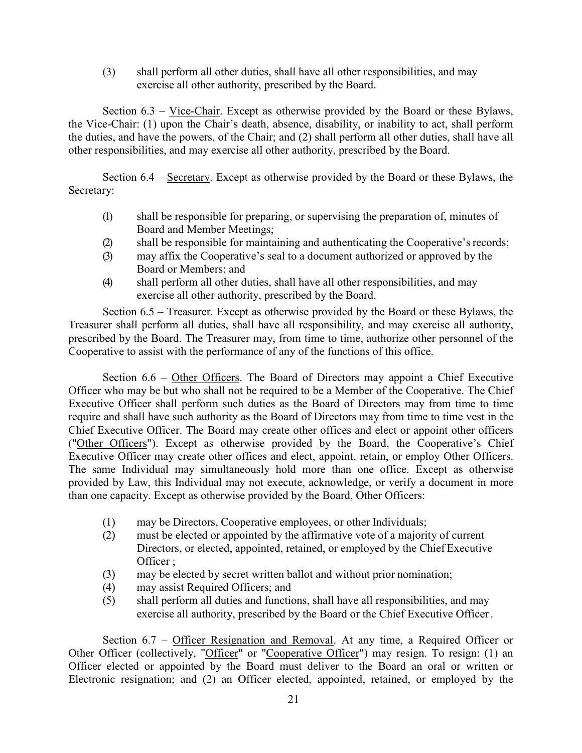(3) shall perform all other duties, shall have all other responsibilities, and may exercise all other authority, prescribed by the Board.

Section 6.3 – Vice-Chair. Except as otherwise provided by the Board or these Bylaws, the Vice-Chair: (1) upon the Chair's death, absence, disability, or inability to act, shall perform the duties, and have the powers, of the Chair; and (2) shall perform all other duties, shall have all other responsibilities, and may exercise all other authority, prescribed by the Board.

Section 6.4 – Secretary. Except as otherwise provided by the Board or these Bylaws, the Secretary:

(1) shall be responsible for preparing, or supervising the preparation of, minutes of Board and Member Meetings;
(2) shall be responsible for maintaining and authenticating the Cooperative's records;
(3) may affix the Cooperative's seal to a document authorized or approved by the Board or Members; and
(4) shall perform all other duties, shall have all other responsibilities, and may exercise all other authority, prescribed by the Board.

Section 6.5 – Treasurer. Except as otherwise provided by the Board or these Bylaws, the Treasurer shall perform all duties, shall have all responsibility, and may exercise all authority, prescribed by the Board. The Treasurer may, from time to time, authorize other personnel of the Cooperative to assist with the performance of any of the functions of this office.

Section 6.6 – Other Officers. The Board of Directors may appoint a Chief Executive Officer who may be but who shall not be required to be a Member of the Cooperative. The Chief Executive Officer shall perform such duties as the Board of Directors may from time to time require and shall have such authority as the Board of Directors may from time to time vest in the Chief Executive Officer. The Board may create other offices and elect or appoint other officers ("Other Officers"). Except as otherwise provided by the Board, the Cooperative's Chief Executive Officer may create other offices and elect, appoint, retain, or employ Other Officers. The same Individual may simultaneously hold more than one office. Except as otherwise provided by Law, this Individual may not execute, acknowledge, or verify a document in more than one capacity. Except as otherwise provided by the Board, Other Officers:

(1) may be Directors, Cooperative employees, or other Individuals;
(2) must be elected or appointed by the affirmative vote of a majority of current Directors, or elected, appointed, retained, or employed by the Chief Executive Officer ;
(3) may be elected by secret written ballot and without prior nomination;
(4) may assist Required Officers; and
(5) shall perform all duties and functions, shall have all responsibilities, and may exercise all authority, prescribed by the Board or the Chief Executive Officer .

Section 6.7 – Officer Resignation and Removal. At any time, a Required Officer or Other Officer (collectively, "Officer" or "Cooperative Officer") may resign. To resign: (1) an Officer elected or appointed by the Board must deliver to the Board an oral or written or Electronic resignation; and (2) an Officer elected, appointed, retained, or employed by the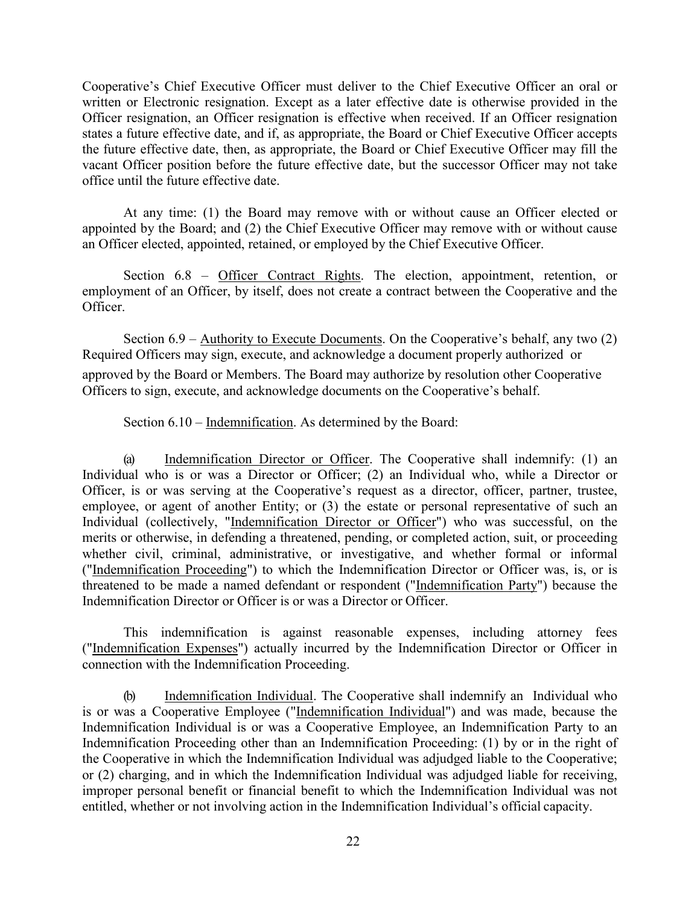Cooperative's Chief Executive Officer must deliver to the Chief Executive Officer an oral or written or Electronic resignation. Except as a later effective date is otherwise provided in the Officer resignation, an Officer resignation is effective when received. If an Officer resignation states a future effective date, and if, as appropriate, the Board or Chief Executive Officer accepts the future effective date, then, as appropriate, the Board or Chief Executive Officer may fill the vacant Officer position before the future effective date, but the successor Officer may not take office until the future effective date.

At any time: (1) the Board may remove with or without cause an Officer elected or appointed by the Board; and (2) the Chief Executive Officer may remove with or without cause an Officer elected, appointed, retained, or employed by the Chief Executive Officer.

Section 6.8 – Officer Contract Rights. The election, appointment, retention, or employment of an Officer, by itself, does not create a contract between the Cooperative and the Officer.

Section 6.9 – Authority to Execute Documents. On the Cooperative's behalf, any two (2) Required Officers may sign, execute, and acknowledge a document properly authorized or approved by the Board or Members. The Board may authorize by resolution other Cooperative Officers to sign, execute, and acknowledge documents on the Cooperative's behalf.

Section 6.10 – Indemnification. As determined by the Board:

(a) Indemnification Director or Officer. The Cooperative shall indemnify: (1) an Individual who is or was a Director or Officer; (2) an Individual who, while a Director or Officer, is or was serving at the Cooperative's request as a director, officer, partner, trustee, employee, or agent of another Entity; or (3) the estate or personal representative of such an Individual (collectively, "Indemnification Director or Officer") who was successful, on the merits or otherwise, in defending a threatened, pending, or completed action, suit, or proceeding whether civil, criminal, administrative, or investigative, and whether formal or informal ("Indemnification Proceeding") to which the Indemnification Director or Officer was, is, or is threatened to be made a named defendant or respondent ("Indemnification Party") because the Indemnification Director or Officer is or was a Director or Officer.

This indemnification is against reasonable expenses, including attorney fees ("Indemnification Expenses") actually incurred by the Indemnification Director or Officer in connection with the Indemnification Proceeding.

(b) Indemnification Individual. The Cooperative shall indemnify an Individual who is or was a Cooperative Employee ("Indemnification Individual") and was made, because the Indemnification Individual is or was a Cooperative Employee, an Indemnification Party to an Indemnification Proceeding other than an Indemnification Proceeding: (1) by or in the right of the Cooperative in which the Indemnification Individual was adjudged liable to the Cooperative; or (2) charging, and in which the Indemnification Individual was adjudged liable for receiving, improper personal benefit or financial benefit to which the Indemnification Individual was not entitled, whether or not involving action in the Indemnification Individual's official capacity.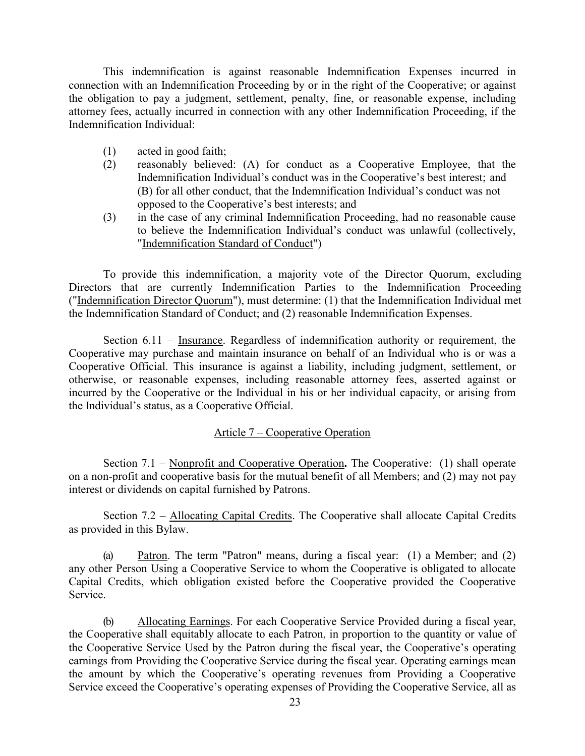This indemnification is against reasonable Indemnification Expenses incurred in connection with an Indemnification Proceeding by or in the right of the Cooperative; or against the obligation to pay a judgment, settlement, penalty, fine, or reasonable expense, including attorney fees, actually incurred in connection with any other Indemnification Proceeding, if the Indemnification Individual:

(1) acted in good faith;
(2) reasonably believed: (A) for conduct as a Cooperative Employee, that the Indemnification Individual's conduct was in the Cooperative's best interest; and (B) for all other conduct, that the Indemnification Individual's conduct was not opposed to the Cooperative's best interests; and
(3) in the case of any criminal Indemnification Proceeding, had no reasonable cause to believe the Indemnification Individual's conduct was unlawful (collectively, "<u>Indemnification Standard of Conduct</u>")

To provide this indemnification, a majority vote of the Director Quorum, excluding Directors that are currently Indemnification Parties to the Indemnification Proceeding ("<u>Indemnification Director Quorum</u>"), must determine: (1) that the Indemnification Individual met the Indemnification Standard of Conduct; and (2) reasonable Indemnification Expenses.

Section 6.11 – <u>Insurance</u>. Regardless of indemnification authority or requirement, the Cooperative may purchase and maintain insurance on behalf of an Individual who is or was a Cooperative Official. This insurance is against a liability, including judgment, settlement, or otherwise, or reasonable expenses, including reasonable attorney fees, asserted against or incurred by the Cooperative or the Individual in his or her individual capacity, or arising from the Individual's status, as a Cooperative Official.

## <u>Article 7 – Cooperative Operation</u>

Section 7.1 – <u>Nonprofit and Cooperative Operation</u>**.** The Cooperative: (1) shall operate on a non-profit and cooperative basis for the mutual benefit of all Members; and (2) may not pay interest or dividends on capital furnished by Patrons.

Section 7.2 – <u>Allocating Capital Credits</u>. The Cooperative shall allocate Capital Credits as provided in this Bylaw.

(a) <u>Patron</u>. The term "Patron" means, during a fiscal year: (1) a Member; and (2) any other Person Using a Cooperative Service to whom the Cooperative is obligated to allocate Capital Credits, which obligation existed before the Cooperative provided the Cooperative Service.

(b) <u>Allocating Earnings</u>. For each Cooperative Service Provided during a fiscal year, the Cooperative shall equitably allocate to each Patron, in proportion to the quantity or value of the Cooperative Service Used by the Patron during the fiscal year, the Cooperative's operating earnings from Providing the Cooperative Service during the fiscal year. Operating earnings mean the amount by which the Cooperative's operating revenues from Providing a Cooperative Service exceed the Cooperative's operating expenses of Providing the Cooperative Service, all as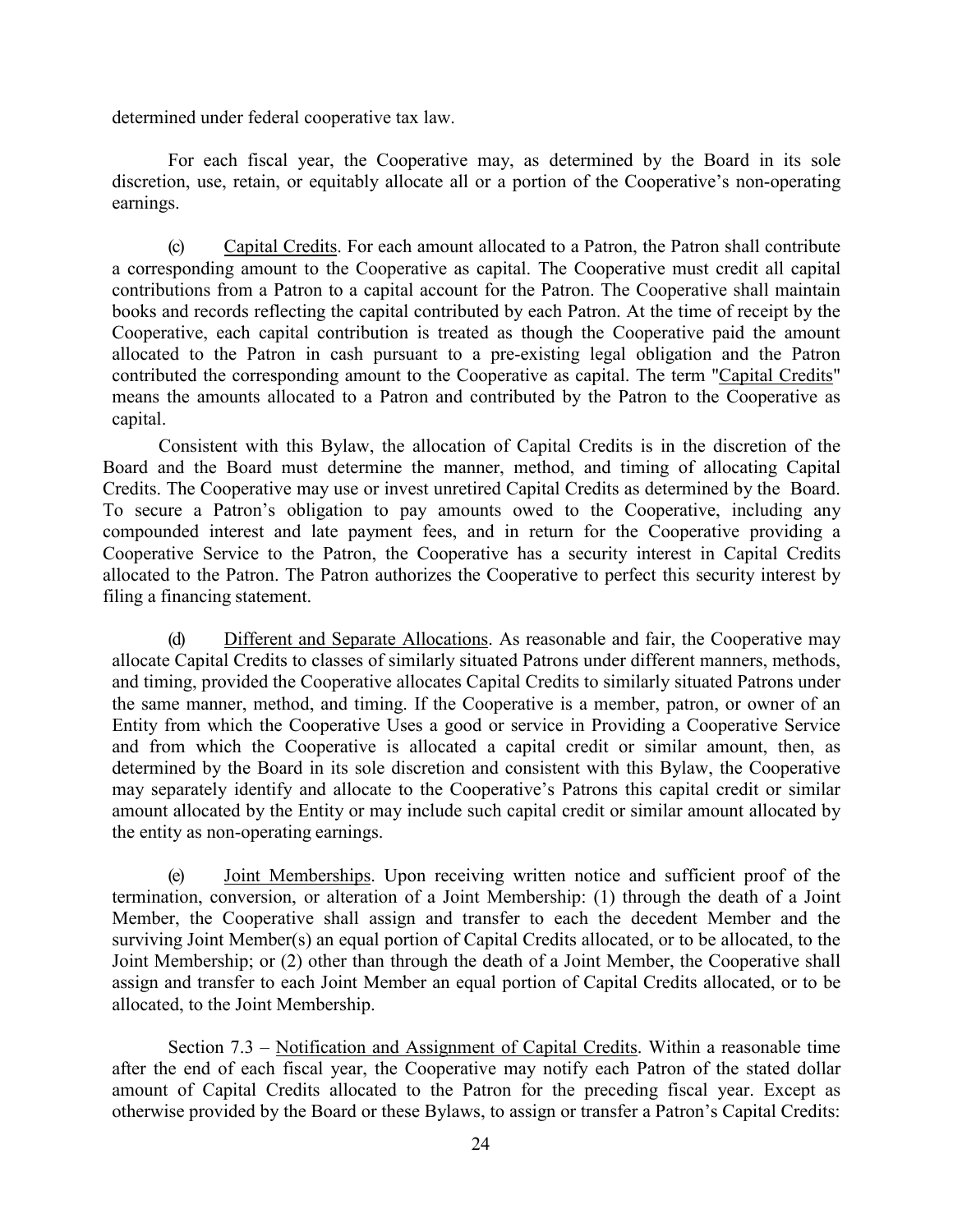determined under federal cooperative tax law.

For each fiscal year, the Cooperative may, as determined by the Board in its sole discretion, use, retain, or equitably allocate all or a portion of the Cooperative's non-operating earnings.

(c) Capital Credits. For each amount allocated to a Patron, the Patron shall contribute a corresponding amount to the Cooperative as capital. The Cooperative must credit all capital contributions from a Patron to a capital account for the Patron. The Cooperative shall maintain books and records reflecting the capital contributed by each Patron. At the time of receipt by the Cooperative, each capital contribution is treated as though the Cooperative paid the amount allocated to the Patron in cash pursuant to a pre-existing legal obligation and the Patron contributed the corresponding amount to the Cooperative as capital. The term "Capital Credits" means the amounts allocated to a Patron and contributed by the Patron to the Cooperative as capital.

Consistent with this Bylaw, the allocation of Capital Credits is in the discretion of the Board and the Board must determine the manner, method, and timing of allocating Capital Credits. The Cooperative may use or invest unretired Capital Credits as determined by the Board. To secure a Patron's obligation to pay amounts owed to the Cooperative, including any compounded interest and late payment fees, and in return for the Cooperative providing a Cooperative Service to the Patron, the Cooperative has a security interest in Capital Credits allocated to the Patron. The Patron authorizes the Cooperative to perfect this security interest by filing a financing statement.

(d) Different and Separate Allocations. As reasonable and fair, the Cooperative may allocate Capital Credits to classes of similarly situated Patrons under different manners, methods, and timing, provided the Cooperative allocates Capital Credits to similarly situated Patrons under the same manner, method, and timing. If the Cooperative is a member, patron, or owner of an Entity from which the Cooperative Uses a good or service in Providing a Cooperative Service and from which the Cooperative is allocated a capital credit or similar amount, then, as determined by the Board in its sole discretion and consistent with this Bylaw, the Cooperative may separately identify and allocate to the Cooperative's Patrons this capital credit or similar amount allocated by the Entity or may include such capital credit or similar amount allocated by the entity as non-operating earnings.

(e) Joint Memberships. Upon receiving written notice and sufficient proof of the termination, conversion, or alteration of a Joint Membership: (1) through the death of a Joint Member, the Cooperative shall assign and transfer to each the decedent Member and the surviving Joint Member(s) an equal portion of Capital Credits allocated, or to be allocated, to the Joint Membership; or (2) other than through the death of a Joint Member, the Cooperative shall assign and transfer to each Joint Member an equal portion of Capital Credits allocated, or to be allocated, to the Joint Membership.

Section 7.3 – Notification and Assignment of Capital Credits. Within a reasonable time after the end of each fiscal year, the Cooperative may notify each Patron of the stated dollar amount of Capital Credits allocated to the Patron for the preceding fiscal year. Except as otherwise provided by the Board or these Bylaws, to assign or transfer a Patron's Capital Credits: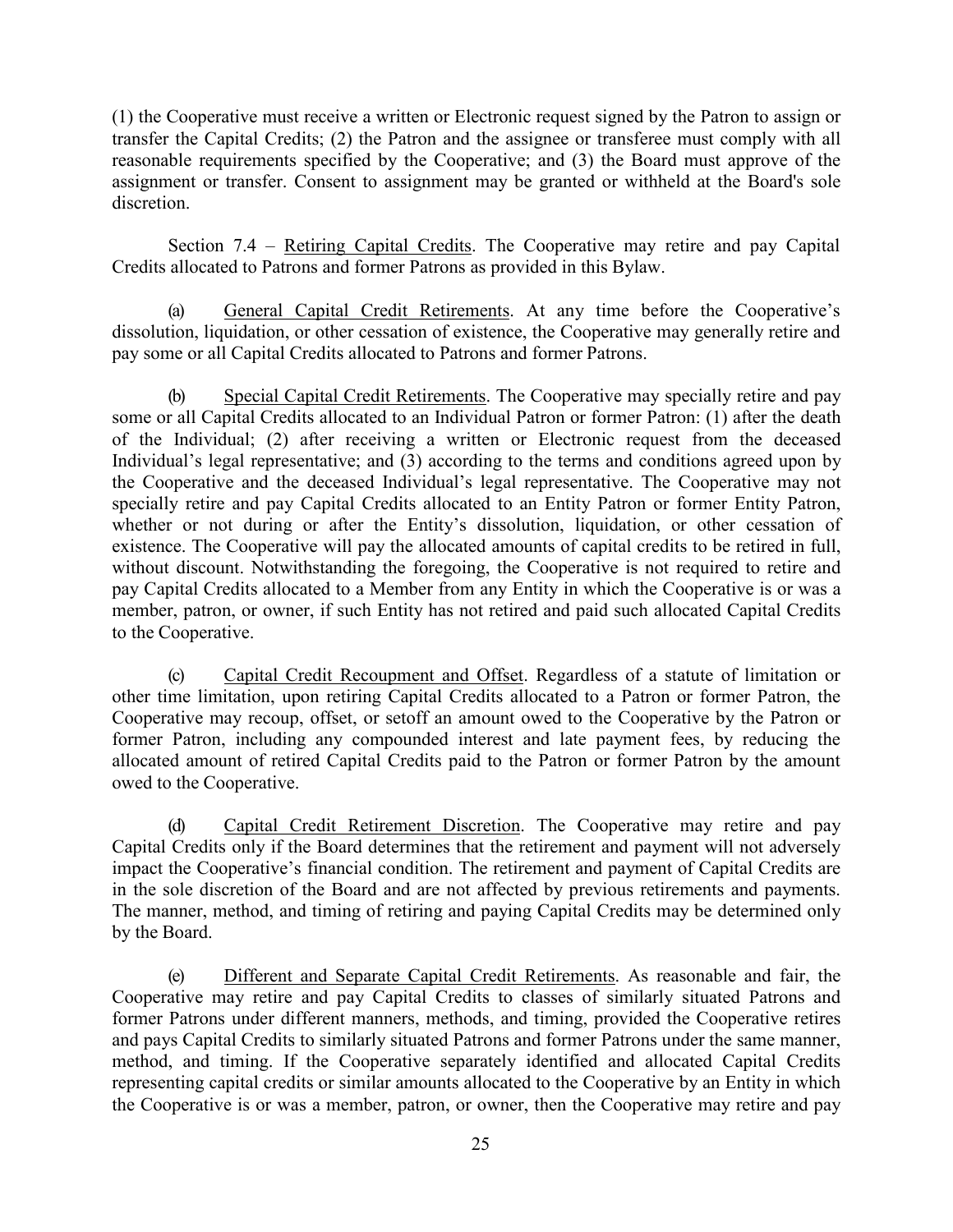(1) the Cooperative must receive a written or Electronic request signed by the Patron to assign or transfer the Capital Credits; (2) the Patron and the assignee or transferee must comply with all reasonable requirements specified by the Cooperative; and (3) the Board must approve of the assignment or transfer. Consent to assignment may be granted or withheld at the Board's sole discretion.

Section 7.4 – Retiring Capital Credits. The Cooperative may retire and pay Capital Credits allocated to Patrons and former Patrons as provided in this Bylaw.

(a) General Capital Credit Retirements. At any time before the Cooperative's dissolution, liquidation, or other cessation of existence, the Cooperative may generally retire and pay some or all Capital Credits allocated to Patrons and former Patrons.

(b) Special Capital Credit Retirements. The Cooperative may specially retire and pay some or all Capital Credits allocated to an Individual Patron or former Patron: (1) after the death of the Individual; (2) after receiving a written or Electronic request from the deceased Individual's legal representative; and (3) according to the terms and conditions agreed upon by the Cooperative and the deceased Individual's legal representative. The Cooperative may not specially retire and pay Capital Credits allocated to an Entity Patron or former Entity Patron, whether or not during or after the Entity's dissolution, liquidation, or other cessation of existence. The Cooperative will pay the allocated amounts of capital credits to be retired in full, without discount. Notwithstanding the foregoing, the Cooperative is not required to retire and pay Capital Credits allocated to a Member from any Entity in which the Cooperative is or was a member, patron, or owner, if such Entity has not retired and paid such allocated Capital Credits to the Cooperative.

(c) Capital Credit Recoupment and Offset. Regardless of a statute of limitation or other time limitation, upon retiring Capital Credits allocated to a Patron or former Patron, the Cooperative may recoup, offset, or setoff an amount owed to the Cooperative by the Patron or former Patron, including any compounded interest and late payment fees, by reducing the allocated amount of retired Capital Credits paid to the Patron or former Patron by the amount owed to the Cooperative.

(d) Capital Credit Retirement Discretion. The Cooperative may retire and pay Capital Credits only if the Board determines that the retirement and payment will not adversely impact the Cooperative's financial condition. The retirement and payment of Capital Credits are in the sole discretion of the Board and are not affected by previous retirements and payments. The manner, method, and timing of retiring and paying Capital Credits may be determined only by the Board.

(e) Different and Separate Capital Credit Retirements. As reasonable and fair, the Cooperative may retire and pay Capital Credits to classes of similarly situated Patrons and former Patrons under different manners, methods, and timing, provided the Cooperative retires and pays Capital Credits to similarly situated Patrons and former Patrons under the same manner, method, and timing. If the Cooperative separately identified and allocated Capital Credits representing capital credits or similar amounts allocated to the Cooperative by an Entity in which the Cooperative is or was a member, patron, or owner, then the Cooperative may retire and pay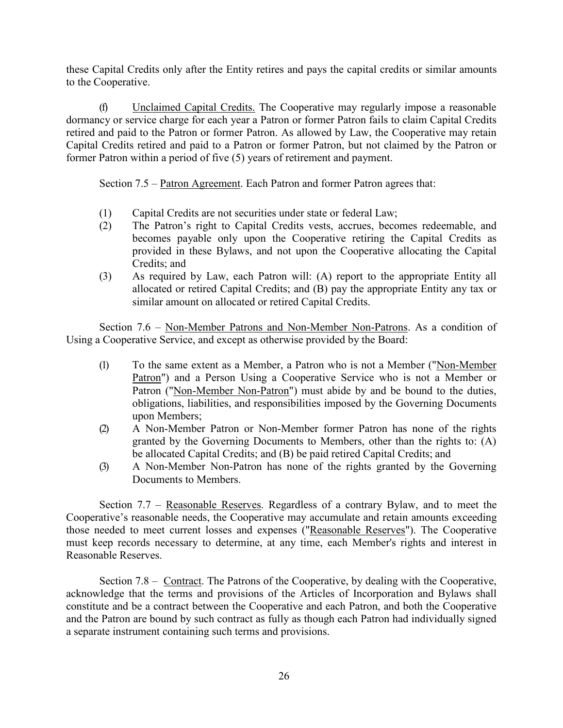these Capital Credits only after the Entity retires and pays the capital credits or similar amounts to the Cooperative.

(f) Unclaimed Capital Credits. The Cooperative may regularly impose a reasonable dormancy or service charge for each year a Patron or former Patron fails to claim Capital Credits retired and paid to the Patron or former Patron. As allowed by Law, the Cooperative may retain Capital Credits retired and paid to a Patron or former Patron, but not claimed by the Patron or former Patron within a period of five (5) years of retirement and payment.

Section 7.5 – Patron Agreement. Each Patron and former Patron agrees that:

(1) Capital Credits are not securities under state or federal Law;
(2) The Patron's right to Capital Credits vests, accrues, becomes redeemable, and becomes payable only upon the Cooperative retiring the Capital Credits as provided in these Bylaws, and not upon the Cooperative allocating the Capital Credits; and
(3) As required by Law, each Patron will: (A) report to the appropriate Entity all allocated or retired Capital Credits; and (B) pay the appropriate Entity any tax or similar amount on allocated or retired Capital Credits.

Section 7.6 – Non-Member Patrons and Non-Member Non-Patrons. As a condition of Using a Cooperative Service, and except as otherwise provided by the Board:

(1) To the same extent as a Member, a Patron who is not a Member ("Non-Member Patron") and a Person Using a Cooperative Service who is not a Member or Patron ("Non-Member Non-Patron") must abide by and be bound to the duties, obligations, liabilities, and responsibilities imposed by the Governing Documents upon Members;
(2) A Non-Member Patron or Non-Member former Patron has none of the rights granted by the Governing Documents to Members, other than the rights to: (A) be allocated Capital Credits; and (B) be paid retired Capital Credits; and
(3) A Non-Member Non-Patron has none of the rights granted by the Governing Documents to Members.

Section 7.7 – Reasonable Reserves. Regardless of a contrary Bylaw, and to meet the Cooperative's reasonable needs, the Cooperative may accumulate and retain amounts exceeding those needed to meet current losses and expenses ("Reasonable Reserves"). The Cooperative must keep records necessary to determine, at any time, each Member's rights and interest in Reasonable Reserves.

Section 7.8 – Contract. The Patrons of the Cooperative, by dealing with the Cooperative, acknowledge that the terms and provisions of the Articles of Incorporation and Bylaws shall constitute and be a contract between the Cooperative and each Patron, and both the Cooperative and the Patron are bound by such contract as fully as though each Patron had individually signed a separate instrument containing such terms and provisions.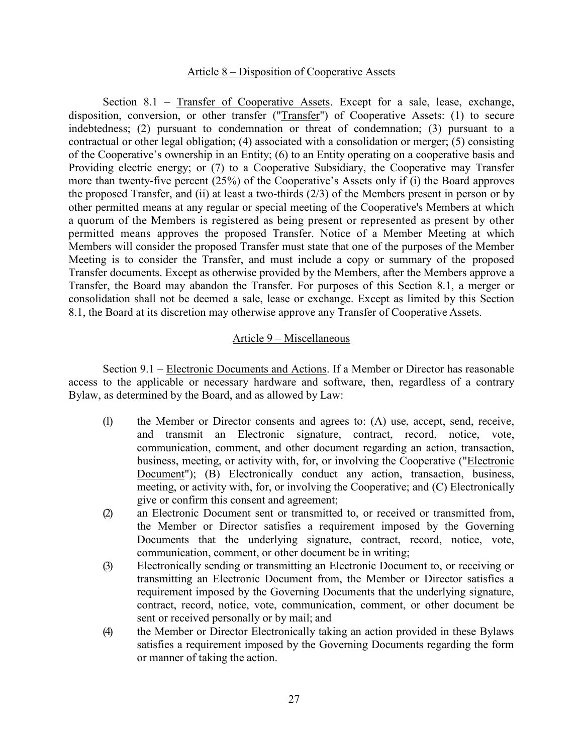## Article 8 – Disposition of Cooperative Assets

Section 8.1 – Transfer of Cooperative Assets. Except for a sale, lease, exchange, disposition, conversion, or other transfer ("Transfer") of Cooperative Assets: (1) to secure indebtedness; (2) pursuant to condemnation or threat of condemnation; (3) pursuant to a contractual or other legal obligation; (4) associated with a consolidation or merger; (5) consisting of the Cooperative's ownership in an Entity; (6) to an Entity operating on a cooperative basis and Providing electric energy; or (7) to a Cooperative Subsidiary, the Cooperative may Transfer more than twenty-five percent (25%) of the Cooperative's Assets only if (i) the Board approves the proposed Transfer, and (ii) at least a two-thirds (2/3) of the Members present in person or by other permitted means at any regular or special meeting of the Cooperative's Members at which a quorum of the Members is registered as being present or represented as present by other permitted means approves the proposed Transfer. Notice of a Member Meeting at which Members will consider the proposed Transfer must state that one of the purposes of the Member Meeting is to consider the Transfer, and must include a copy or summary of the proposed Transfer documents. Except as otherwise provided by the Members, after the Members approve a Transfer, the Board may abandon the Transfer. For purposes of this Section 8.1, a merger or consolidation shall not be deemed a sale, lease or exchange. Except as limited by this Section 8.1, the Board at its discretion may otherwise approve any Transfer of Cooperative Assets.

## Article 9 – Miscellaneous

Section 9.1 – Electronic Documents and Actions. If a Member or Director has reasonable access to the applicable or necessary hardware and software, then, regardless of a contrary Bylaw, as determined by the Board, and as allowed by Law:

(1) the Member or Director consents and agrees to: (A) use, accept, send, receive, and transmit an Electronic signature, contract, record, notice, vote, communication, comment, and other document regarding an action, transaction, business, meeting, or activity with, for, or involving the Cooperative ("Electronic Document"); (B) Electronically conduct any action, transaction, business, meeting, or activity with, for, or involving the Cooperative; and (C) Electronically give or confirm this consent and agreement;

(2) an Electronic Document sent or transmitted to, or received or transmitted from, the Member or Director satisfies a requirement imposed by the Governing Documents that the underlying signature, contract, record, notice, vote, communication, comment, or other document be in writing;

(3) Electronically sending or transmitting an Electronic Document to, or receiving or transmitting an Electronic Document from, the Member or Director satisfies a requirement imposed by the Governing Documents that the underlying signature, contract, record, notice, vote, communication, comment, or other document be sent or received personally or by mail; and

(4) the Member or Director Electronically taking an action provided in these Bylaws satisfies a requirement imposed by the Governing Documents regarding the form or manner of taking the action.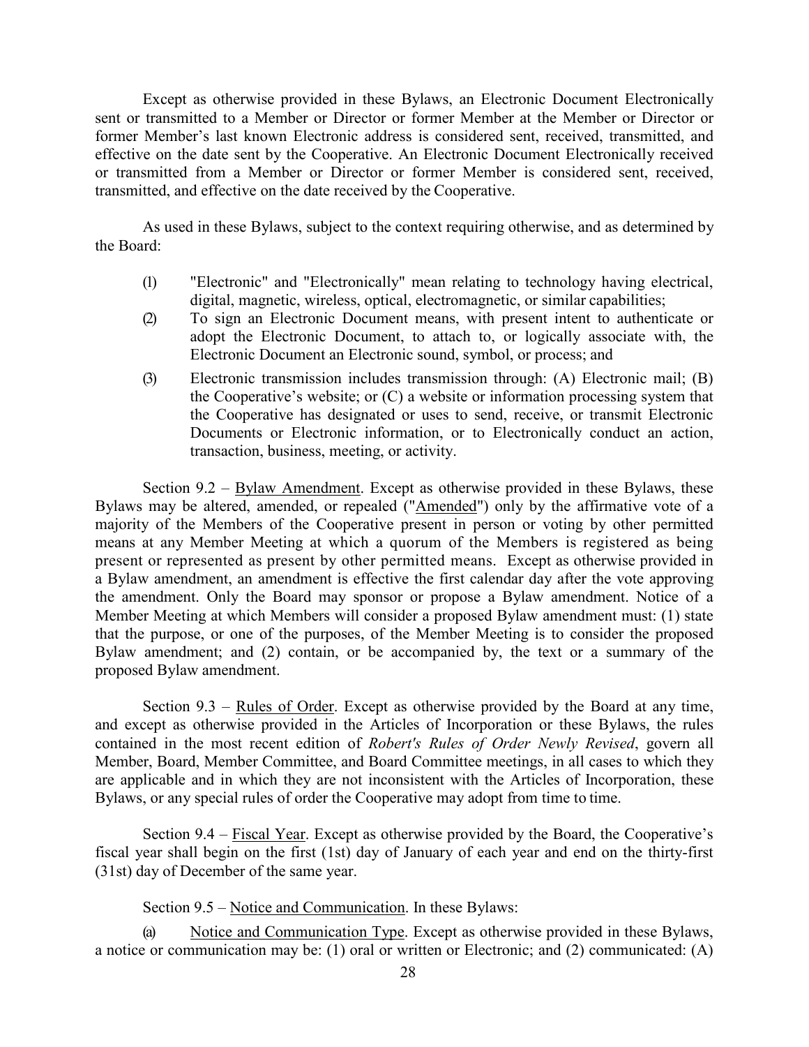Except as otherwise provided in these Bylaws, an Electronic Document Electronically sent or transmitted to a Member or Director or former Member at the Member or Director or former Member's last known Electronic address is considered sent, received, transmitted, and effective on the date sent by the Cooperative. An Electronic Document Electronically received or transmitted from a Member or Director or former Member is considered sent, received, transmitted, and effective on the date received by the Cooperative.

As used in these Bylaws, subject to the context requiring otherwise, and as determined by the Board:

(1) "Electronic" and "Electronically" mean relating to technology having electrical, digital, magnetic, wireless, optical, electromagnetic, or similar capabilities;

(2) To sign an Electronic Document means, with present intent to authenticate or adopt the Electronic Document, to attach to, or logically associate with, the Electronic Document an Electronic sound, symbol, or process; and

(3) Electronic transmission includes transmission through: (A) Electronic mail; (B) the Cooperative's website; or (C) a website or information processing system that the Cooperative has designated or uses to send, receive, or transmit Electronic Documents or Electronic information, or to Electronically conduct an action, transaction, business, meeting, or activity.

Section 9.2 – Bylaw Amendment. Except as otherwise provided in these Bylaws, these Bylaws may be altered, amended, or repealed ("Amended") only by the affirmative vote of a majority of the Members of the Cooperative present in person or voting by other permitted means at any Member Meeting at which a quorum of the Members is registered as being present or represented as present by other permitted means. Except as otherwise provided in a Bylaw amendment, an amendment is effective the first calendar day after the vote approving the amendment. Only the Board may sponsor or propose a Bylaw amendment. Notice of a Member Meeting at which Members will consider a proposed Bylaw amendment must: (1) state that the purpose, or one of the purposes, of the Member Meeting is to consider the proposed Bylaw amendment; and (2) contain, or be accompanied by, the text or a summary of the proposed Bylaw amendment.

Section 9.3 – Rules of Order. Except as otherwise provided by the Board at any time, and except as otherwise provided in the Articles of Incorporation or these Bylaws, the rules contained in the most recent edition of *Robert's Rules of Order Newly Revised*, govern all Member, Board, Member Committee, and Board Committee meetings, in all cases to which they are applicable and in which they are not inconsistent with the Articles of Incorporation, these Bylaws, or any special rules of order the Cooperative may adopt from time to time.

Section 9.4 – Fiscal Year. Except as otherwise provided by the Board, the Cooperative's fiscal year shall begin on the first (1st) day of January of each year and end on the thirty-first (31st) day of December of the same year.

Section 9.5 – Notice and Communication. In these Bylaws:

(a) Notice and Communication Type. Except as otherwise provided in these Bylaws, a notice or communication may be: (1) oral or written or Electronic; and (2) communicated: (A)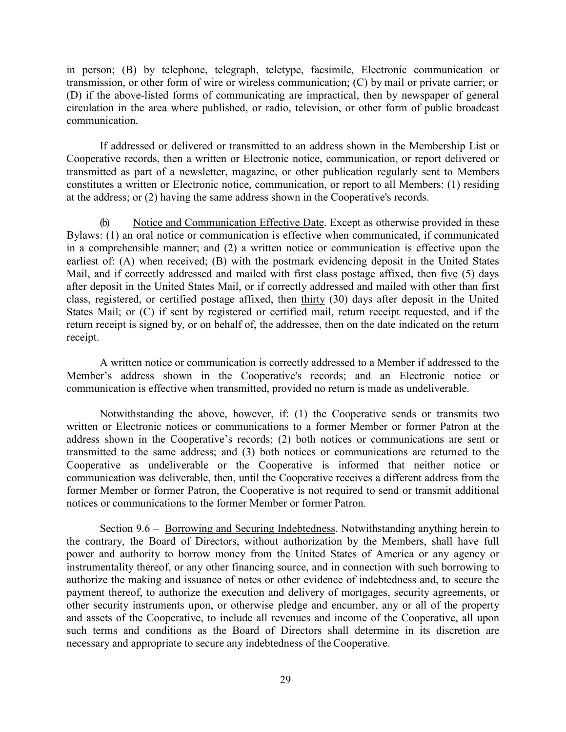in person; (B) by telephone, telegraph, teletype, facsimile, Electronic communication or transmission, or other form of wire or wireless communication; (C) by mail or private carrier; or (D) if the above-listed forms of communicating are impractical, then by newspaper of general circulation in the area where published, or radio, television, or other form of public broadcast communication.

If addressed or delivered or transmitted to an address shown in the Membership List or Cooperative records, then a written or Electronic notice, communication, or report delivered or transmitted as part of a newsletter, magazine, or other publication regularly sent to Members constitutes a written or Electronic notice, communication, or report to all Members: (1) residing at the address; or (2) having the same address shown in the Cooperative's records.

(b) Notice and Communication Effective Date. Except as otherwise provided in these Bylaws: (1) an oral notice or communication is effective when communicated, if communicated in a comprehensible manner; and (2) a written notice or communication is effective upon the earliest of: (A) when received; (B) with the postmark evidencing deposit in the United States Mail, and if correctly addressed and mailed with first class postage affixed, then five (5) days after deposit in the United States Mail, or if correctly addressed and mailed with other than first class, registered, or certified postage affixed, then thirty (30) days after deposit in the United States Mail; or (C) if sent by registered or certified mail, return receipt requested, and if the return receipt is signed by, or on behalf of, the addressee, then on the date indicated on the return receipt.

A written notice or communication is correctly addressed to a Member if addressed to the Member's address shown in the Cooperative's records; and an Electronic notice or communication is effective when transmitted, provided no return is made as undeliverable.

Notwithstanding the above, however, if: (1) the Cooperative sends or transmits two written or Electronic notices or communications to a former Member or former Patron at the address shown in the Cooperative's records; (2) both notices or communications are sent or transmitted to the same address; and (3) both notices or communications are returned to the Cooperative as undeliverable or the Cooperative is informed that neither notice or communication was deliverable, then, until the Cooperative receives a different address from the former Member or former Patron, the Cooperative is not required to send or transmit additional notices or communications to the former Member or former Patron.

Section 9.6 – Borrowing and Securing Indebtedness. Notwithstanding anything herein to the contrary, the Board of Directors, without authorization by the Members, shall have full power and authority to borrow money from the United States of America or any agency or instrumentality thereof, or any other financing source, and in connection with such borrowing to authorize the making and issuance of notes or other evidence of indebtedness and, to secure the payment thereof, to authorize the execution and delivery of mortgages, security agreements, or other security instruments upon, or otherwise pledge and encumber, any or all of the property and assets of the Cooperative, to include all revenues and income of the Cooperative, all upon such terms and conditions as the Board of Directors shall determine in its discretion are necessary and appropriate to secure any indebtedness of the Cooperative.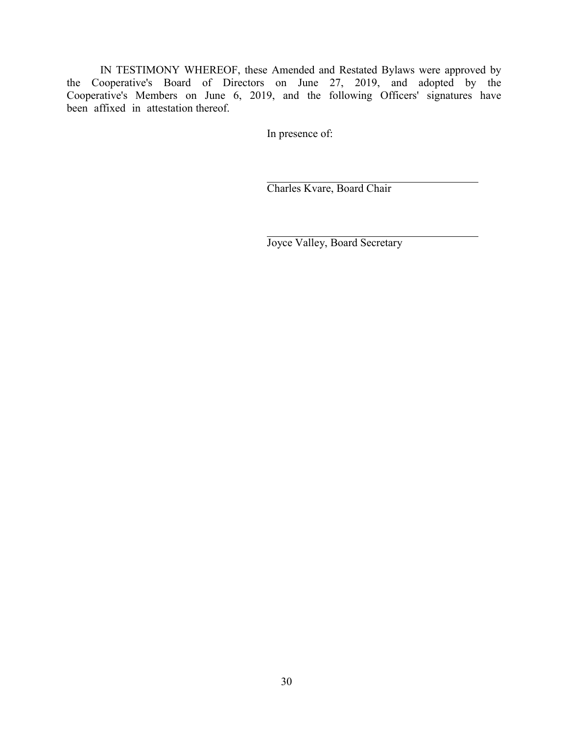IN TESTIMONY WHEREOF, these Amended and Restated Bylaws were approved by the Cooperative's Board of Directors on June 27, 2019, and adopted by the Cooperative's Members on June 6, 2019, and the following Officers' signatures have been affixed in attestation thereof.

In presence of:

\_\_\_\_\_\_\_\_\_\_\_\_\_\_\_\_\_\_\_\_\_\_\_\_\_\_\_\_\_\_\_\_\_\_\_\_

Charles Kvare, Board Chair

\_\_\_\_\_\_\_\_\_\_\_\_\_\_\_\_\_\_\_\_\_\_\_\_\_\_\_\_\_\_\_\_\_\_\_\_

Joyce Valley, Board Secretary